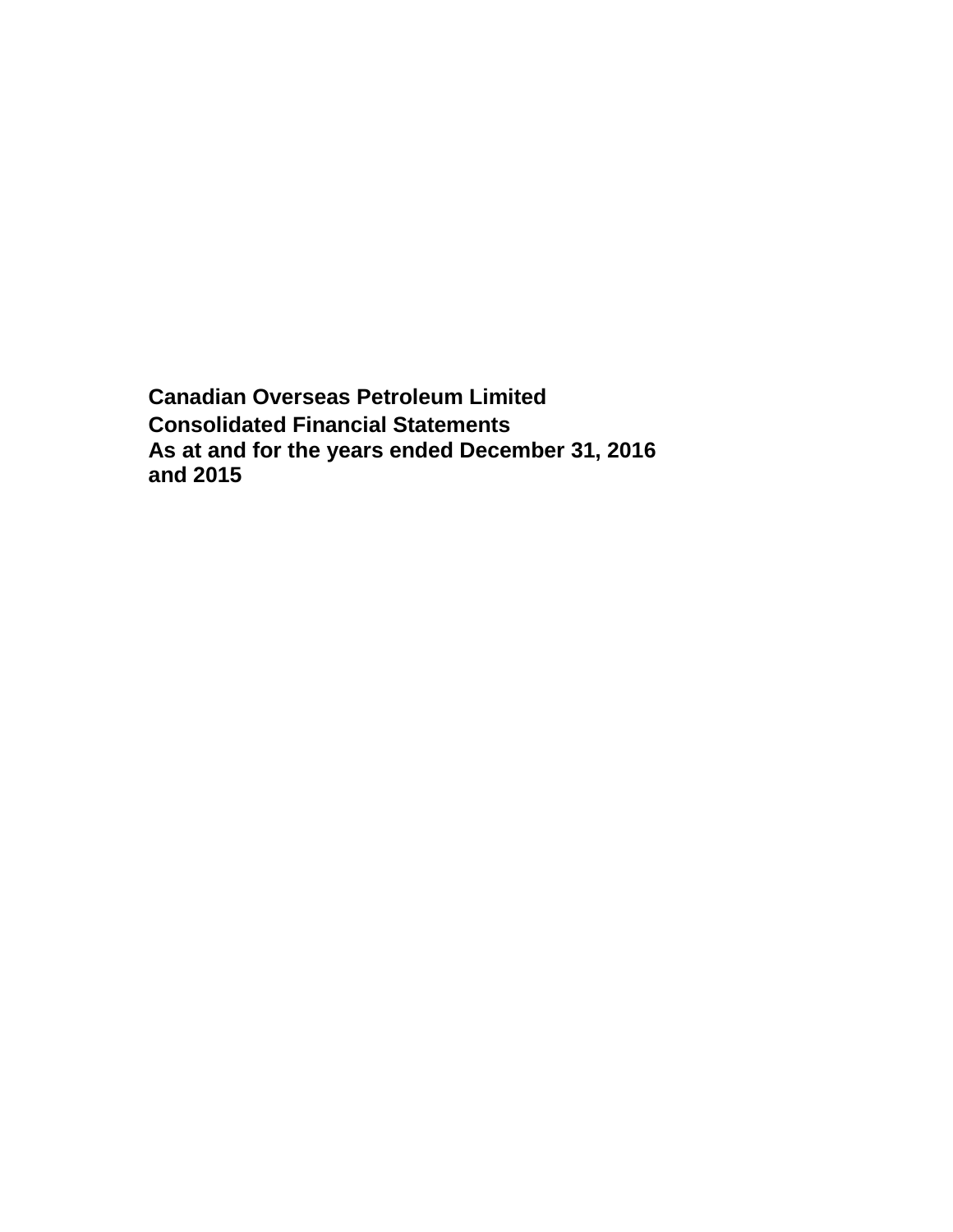**Canadian Overseas Petroleum Limited**

**Consolidated Financial Statements**

**As at and for the years ended December 31, 2016 and 2015**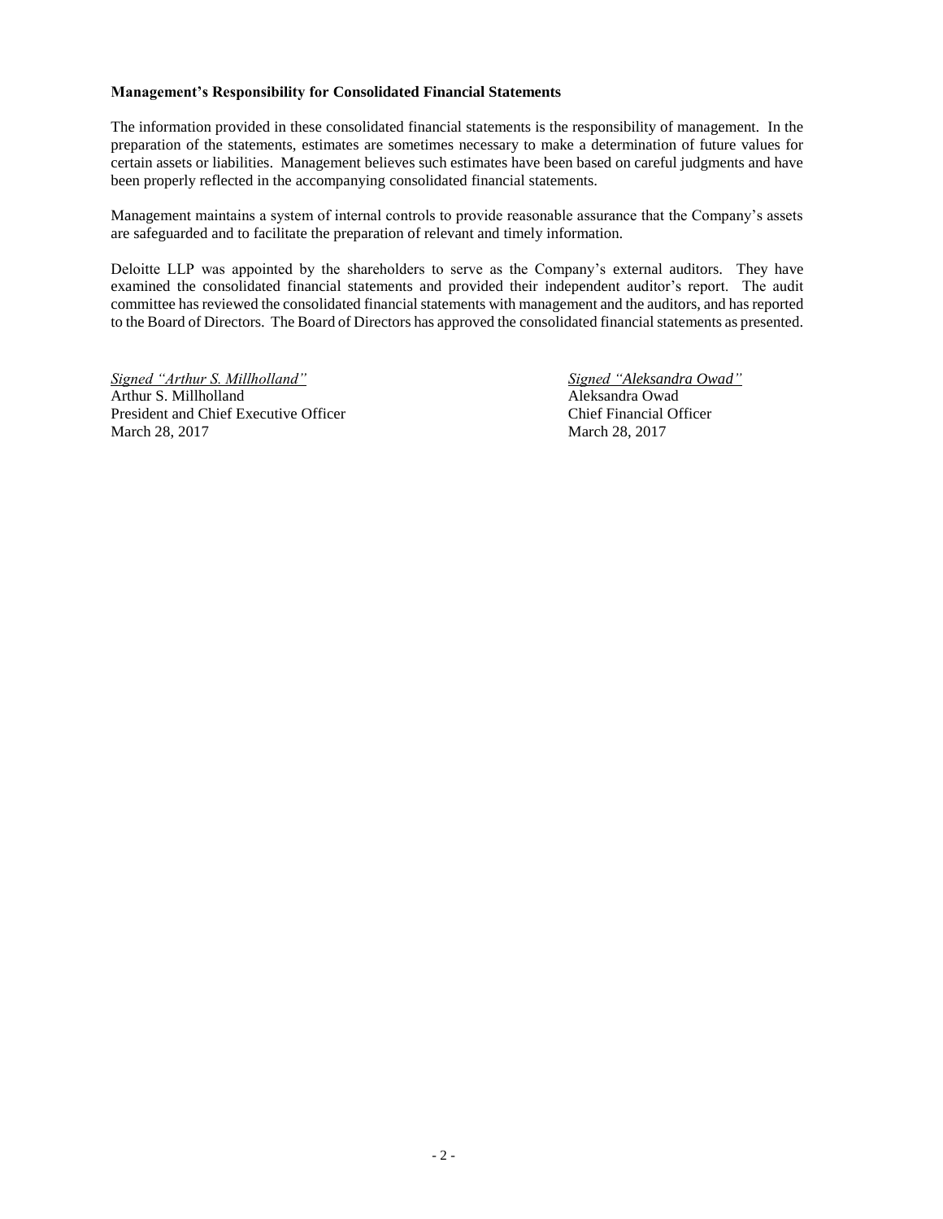## Management's Responsibility for Consolidated Financial Statements

The information provided in these consolidated financial statements is the responsibility of management. In the preparation of the statements, estimates are sometimes necessary to make a determination of future values for certain assets or liabilities. Management believes such estimates have been based on careful judgments and have been properly reflected in the accompanying consolidated financial statements.

Management maintains a system of internal controls to provide reasonable assurance that the Company's assets are safeguarded and to facilitate the preparation of relevant and timely information.

Deloitte LLP was appointed by the shareholders to serve as the Company's external auditors. They have examined the consolidated financial statements and provided their independent auditor's report. The audit committee has reviewed the consolidated financial statements with management and the auditors, and has reported to the Board of Directors. The Board of Directors has approved the consolidated financial statements as presented.

*Signed "Arthur S. Millholland"*
Arthur S. Millholland
President and Chief Executive Officer
March 28, 2017

*Signed "Aleksandra Owad"*
Aleksandra Owad
Chief Financial Officer
March 28, 2017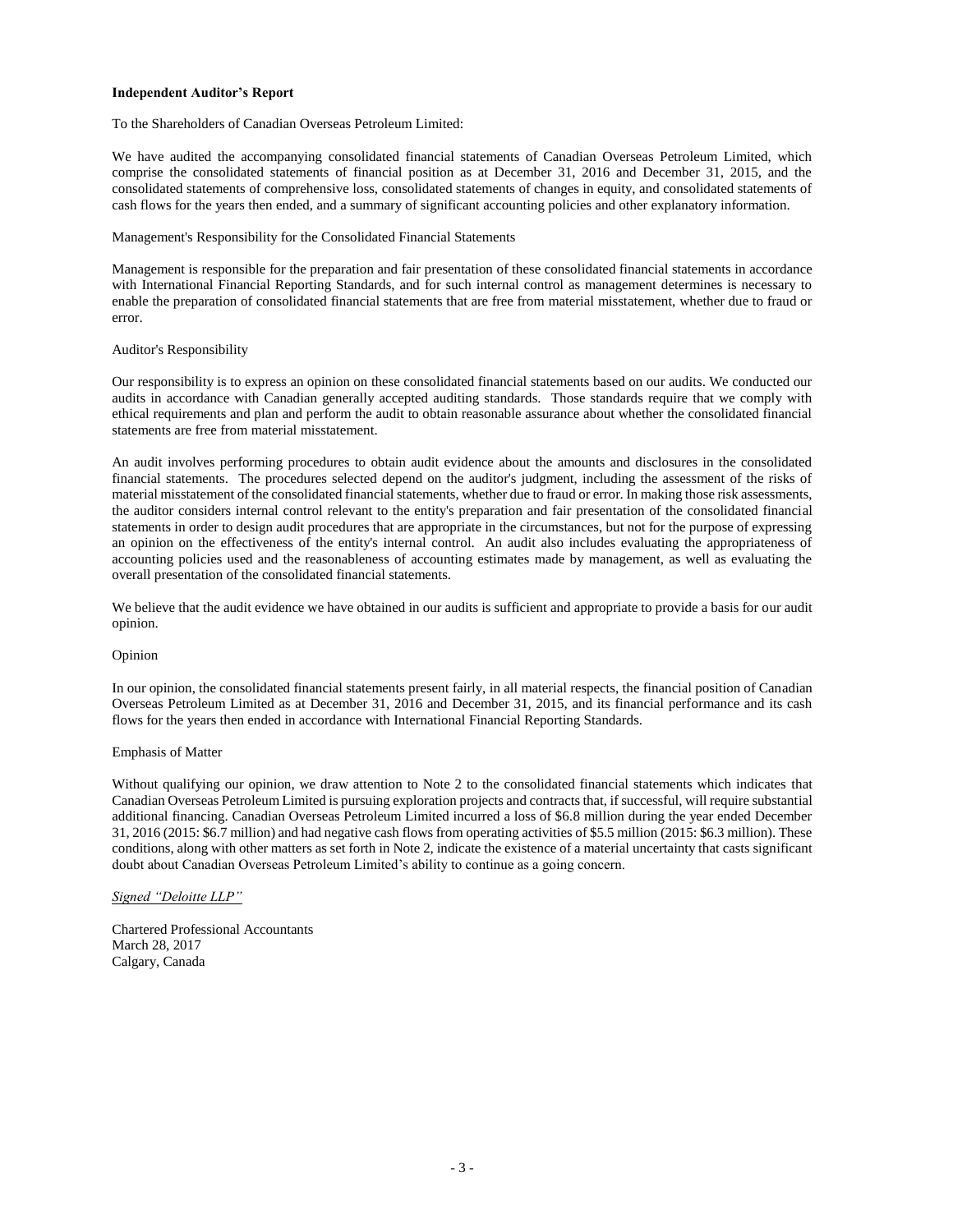**Independent Auditor's Report**

To the Shareholders of Canadian Overseas Petroleum Limited:

We have audited the accompanying consolidated financial statements of Canadian Overseas Petroleum Limited, which comprise the consolidated statements of financial position as at December 31, 2016 and December 31, 2015, and the consolidated statements of comprehensive loss, consolidated statements of changes in equity, and consolidated statements of cash flows for the years then ended, and a summary of significant accounting policies and other explanatory information.

Management's Responsibility for the Consolidated Financial Statements

Management is responsible for the preparation and fair presentation of these consolidated financial statements in accordance with International Financial Reporting Standards, and for such internal control as management determines is necessary to enable the preparation of consolidated financial statements that are free from material misstatement, whether due to fraud or error.

Auditor's Responsibility

Our responsibility is to express an opinion on these consolidated financial statements based on our audits. We conducted our audits in accordance with Canadian generally accepted auditing standards. Those standards require that we comply with ethical requirements and plan and perform the audit to obtain reasonable assurance about whether the consolidated financial statements are free from material misstatement.

An audit involves performing procedures to obtain audit evidence about the amounts and disclosures in the consolidated financial statements. The procedures selected depend on the auditor's judgment, including the assessment of the risks of material misstatement of the consolidated financial statements, whether due to fraud or error. In making those risk assessments, the auditor considers internal control relevant to the entity's preparation and fair presentation of the consolidated financial statements in order to design audit procedures that are appropriate in the circumstances, but not for the purpose of expressing an opinion on the effectiveness of the entity's internal control. An audit also includes evaluating the appropriateness of accounting policies used and the reasonableness of accounting estimates made by management, as well as evaluating the overall presentation of the consolidated financial statements.

We believe that the audit evidence we have obtained in our audits is sufficient and appropriate to provide a basis for our audit opinion.

Opinion

In our opinion, the consolidated financial statements present fairly, in all material respects, the financial position of Canadian Overseas Petroleum Limited as at December 31, 2016 and December 31, 2015, and its financial performance and its cash flows for the years then ended in accordance with International Financial Reporting Standards.

Emphasis of Matter

Without qualifying our opinion, we draw attention to Note 2 to the consolidated financial statements which indicates that Canadian Overseas Petroleum Limited is pursuing exploration projects and contracts that, if successful, will require substantial additional financing. Canadian Overseas Petroleum Limited incurred a loss of $6.8 million during the year ended December 31, 2016 (2015: $6.7 million) and had negative cash flows from operating activities of $5.5 million (2015: $6.3 million). These conditions, along with other matters as set forth in Note 2, indicate the existence of a material uncertainty that casts significant doubt about Canadian Overseas Petroleum Limited's ability to continue as a going concern.

*Signed "Deloitte LLP"*

Chartered Professional Accountants
March 28, 2017
Calgary, Canada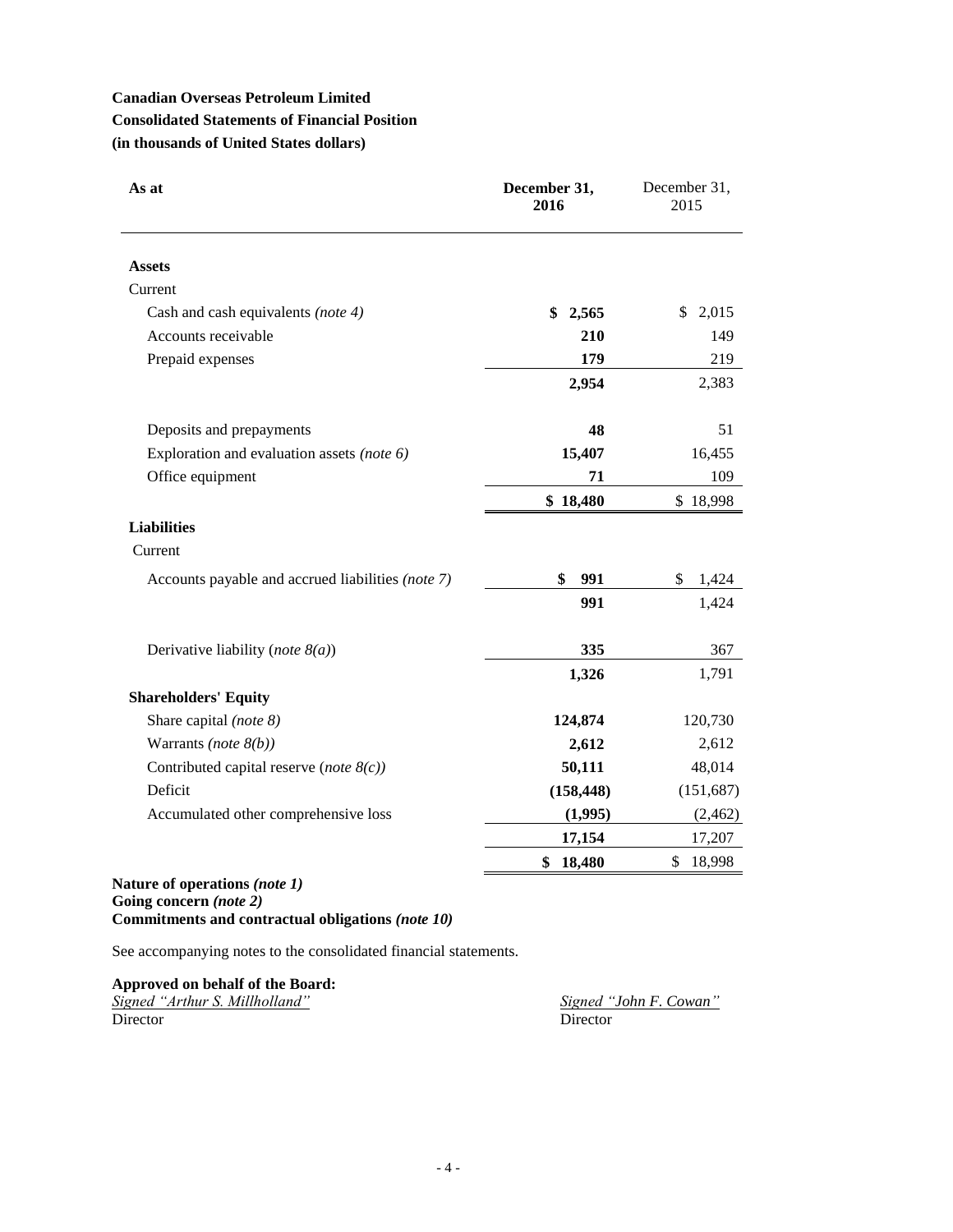**Canadian Overseas Petroleum Limited**
**Consolidated Statements of Financial Position**
**(in thousands of United States dollars)**

| As at | December 31, 2016 | December 31, 2015 |
|---|---|---|
| **Assets** | | |
| Current | | |
| Cash and cash equivalents *(note 4)* | **$ 2,565** | $ 2,015 |
| Accounts receivable | **210** | 149 |
| Prepaid expenses | **179** | 219 |
| | **2,954** | 2,383 |
| Deposits and prepayments | **48** | 51 |
| Exploration and evaluation assets *(note 6)* | **15,407** | 16,455 |
| Office equipment | **71** | 109 |
| | **$ 18,480** | $ 18,998 |
| **Liabilities** | | |
| Current | | |
| Accounts payable and accrued liabilities *(note 7)* | **$ 991** | $ 1,424 |
| | **991** | 1,424 |
| Derivative liability (*note 8(a)*) | **335** | 367 |
| | **1,326** | 1,791 |
| **Shareholders' Equity** | | |
| Share capital *(note 8)* | **124,874** | 120,730 |
| Warrants *(note 8(b))* | **2,612** | 2,612 |
| Contributed capital reserve (*note 8(c)*) | **50,111** | 48,014 |
| Deficit | **(158,448)** | (151,687) |
| Accumulated other comprehensive loss | **(1,995)** | (2,462) |
| | **17,154** | 17,207 |
| | **$ 18,480** | $ 18,998 |

**Nature of operations *(note 1)***
**Going concern *(note 2)***
**Commitments and contractual obligations *(note 10)***

See accompanying notes to the consolidated financial statements.

**Approved on behalf of the Board:**

*Signed "Arthur S. Millholland"*
Director

*Signed "John F. Cowan"*
Director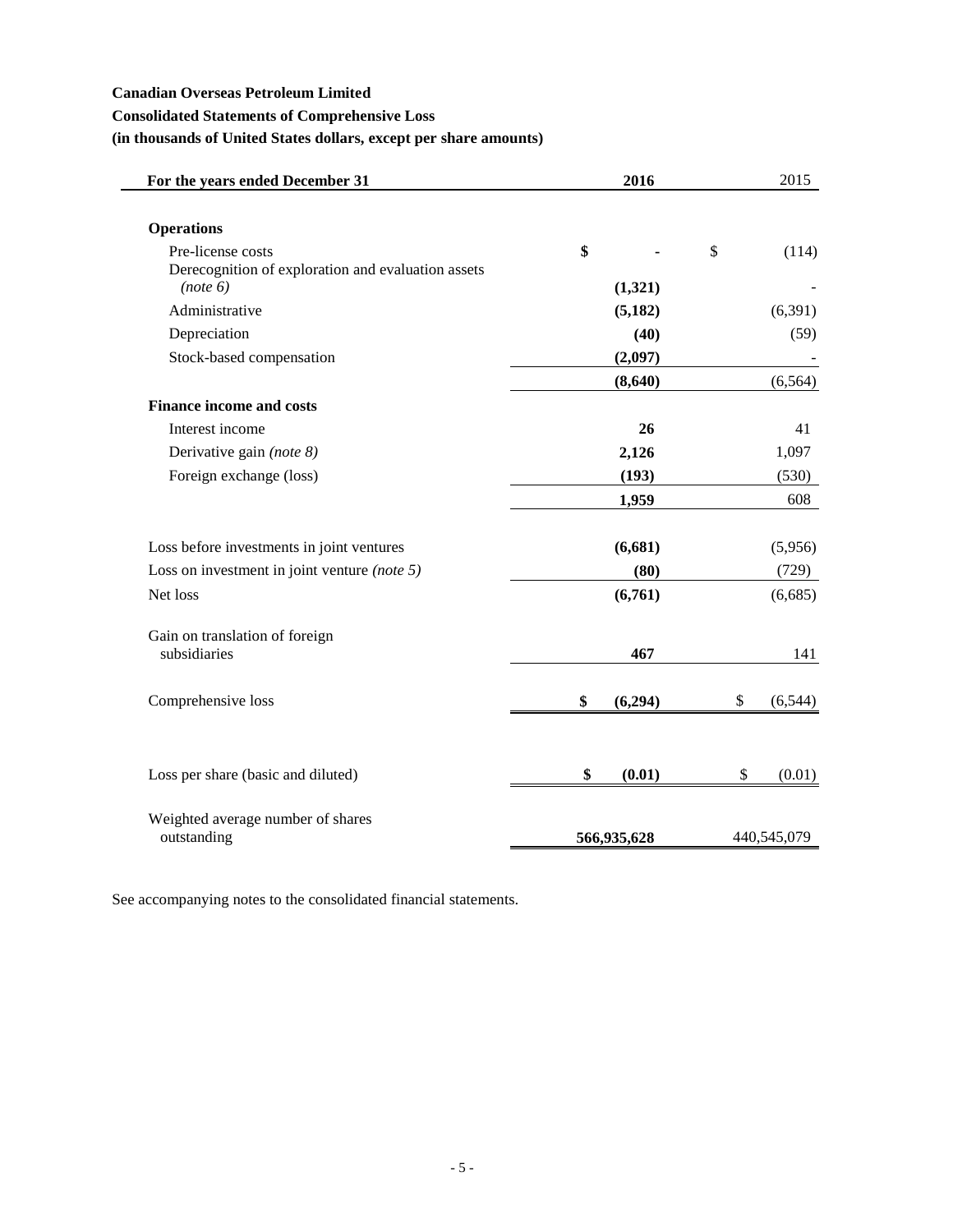**Canadian Overseas Petroleum Limited**

**Consolidated Statements of Comprehensive Loss**

**(in thousands of United States dollars, except per share amounts)**

| For the years ended December 31 | 2016 | 2015 |
|---|---|---|
| **Operations** | | |
| Pre-license costs | $ - | $ (114) |
| Derecognition of exploration and evaluation assets *(note 6)* | (1,321) | - |
| Administrative | (5,182) | (6,391) |
| Depreciation | (40) | (59) |
| Stock-based compensation | (2,097) | - |
| | (8,640) | (6,564) |
| **Finance income and costs** | | |
| Interest income | 26 | 41 |
| Derivative gain *(note 8)* | 2,126 | 1,097 |
| Foreign exchange (loss) | (193) | (530) |
| | 1,959 | 608 |
| Loss before investments in joint ventures | (6,681) | (5,956) |
| Loss on investment in joint venture *(note 5)* | (80) | (729) |
| Net loss | (6,761) | (6,685) |
| Gain on translation of foreign subsidiaries | 467 | 141 |
| Comprehensive loss | $ (6,294) | $ (6,544) |
| Loss per share (basic and diluted) | $ (0.01) | $ (0.01) |
| Weighted average number of shares outstanding | 566,935,628 | 440,545,079 |

See accompanying notes to the consolidated financial statements.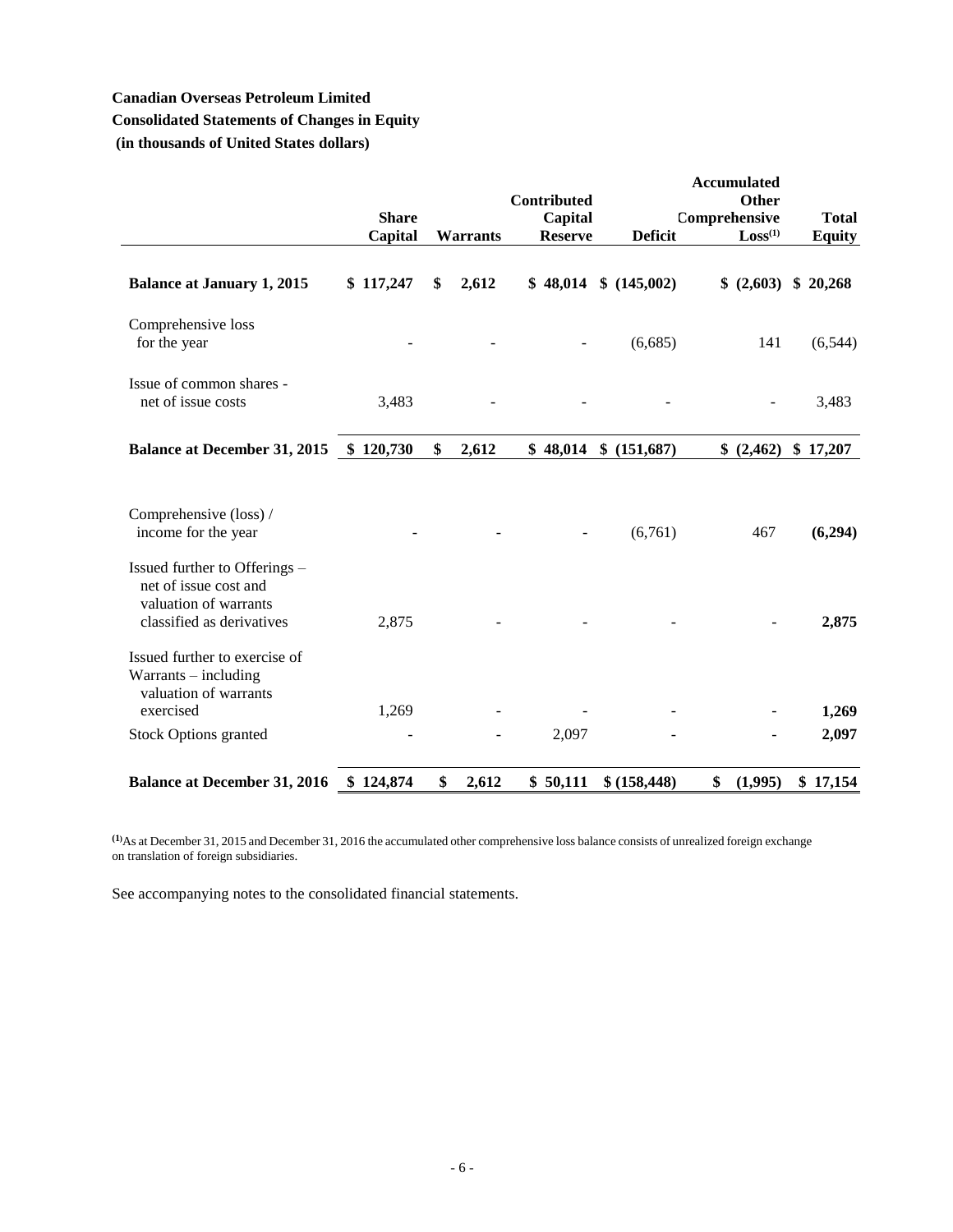**Canadian Overseas Petroleum Limited**

**Consolidated Statements of Changes in Equity**

**(in thousands of United States dollars)**

| | Share Capital | Warrants | Contributed Capital Reserve | Deficit | Accumulated Other Comprehensive Loss[(1)] | Total Equity |
|---|---|---|---|---|---|---|
| **Balance at January 1, 2015** | **$ 117,247** | **$ 2,612** | **$ 48,014** | **$ (145,002)** | **$ (2,603)** | **$ 20,268** |
| Comprehensive loss for the year | - | - | - | (6,685) | 141 | (6,544) |
| Issue of common shares - net of issue costs | 3,483 | - | - | - | - | 3,483 |
| **Balance at December 31, 2015** | **$ 120,730** | **$ 2,612** | **$ 48,014** | **$ (151,687)** | **$ (2,462)** | **$ 17,207** |
| Comprehensive (loss) / income for the year | - | - | - | (6,761) | 467 | **(6,294)** |
| Issued further to Offerings – net of issue cost and valuation of warrants classified as derivatives | 2,875 | - | - | - | - | **2,875** |
| Issued further to exercise of Warrants – including valuation of warrants exercised | 1,269 | - | - | - | - | **1,269** |
| Stock Options granted | - | - | 2,097 | - | - | **2,097** |
| **Balance at December 31, 2016** | **$ 124,874** | **$ 2,612** | **$ 50,111** | **$ (158,448)** | **$ (1,995)** | **$ 17,154** |

[(1)]As at December 31, 2015 and December 31, 2016 the accumulated other comprehensive loss balance consists of unrealized foreign exchange on translation of foreign subsidiaries.

See accompanying notes to the consolidated financial statements.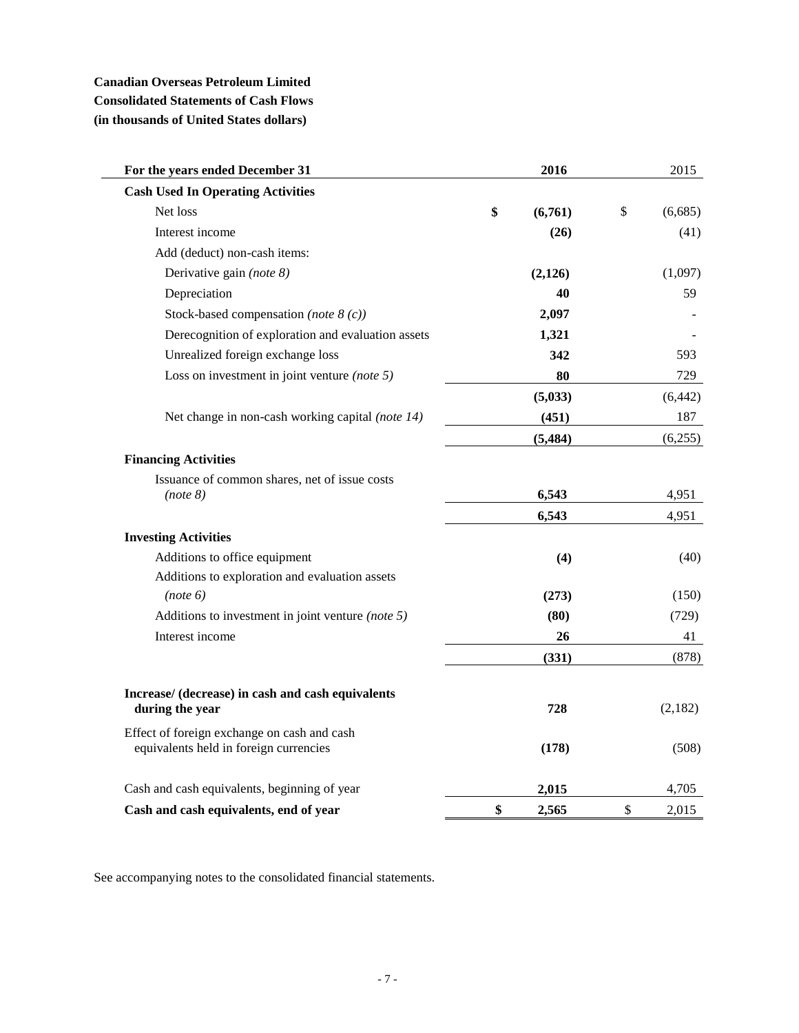**Canadian Overseas Petroleum Limited**
**Consolidated Statements of Cash Flows**
**(in thousands of United States dollars)**

| For the years ended December 31 | 2016 | 2015 |
|---|---|---|
| **Cash Used In Operating Activities** | | |
| Net loss | **$ (6,761)** | $ (6,685) |
| Interest income | **(26)** | (41) |
| Add (deduct) non-cash items: | | |
| Derivative gain *(note 8)* | **(2,126)** | (1,097) |
| Depreciation | **40** | 59 |
| Stock-based compensation *(note 8 (c))* | **2,097** | - |
| Derecognition of exploration and evaluation assets | **1,321** | - |
| Unrealized foreign exchange loss | **342** | 593 |
| Loss on investment in joint venture *(note 5)* | **80** | 729 |
| | **(5,033)** | (6,442) |
| Net change in non-cash working capital *(note 14)* | **(451)** | 187 |
| | **(5,484)** | (6,255) |
| **Financing Activities** | | |
| Issuance of common shares, net of issue costs *(note 8)* | **6,543** | 4,951 |
| | **6,543** | 4,951 |
| **Investing Activities** | | |
| Additions to office equipment | **(4)** | (40) |
| Additions to exploration and evaluation assets *(note 6)* | **(273)** | (150) |
| Additions to investment in joint venture *(note 5)* | **(80)** | (729) |
| Interest income | **26** | 41 |
| | **(331)** | (878) |
| **Increase/ (decrease) in cash and cash equivalents during the year** | **728** | (2,182) |
| Effect of foreign exchange on cash and cash equivalents held in foreign currencies | **(178)** | (508) |
| Cash and cash equivalents, beginning of year | **2,015** | 4,705 |
| **Cash and cash equivalents, end of year** | **$ 2,565** | $ 2,015 |

See accompanying notes to the consolidated financial statements.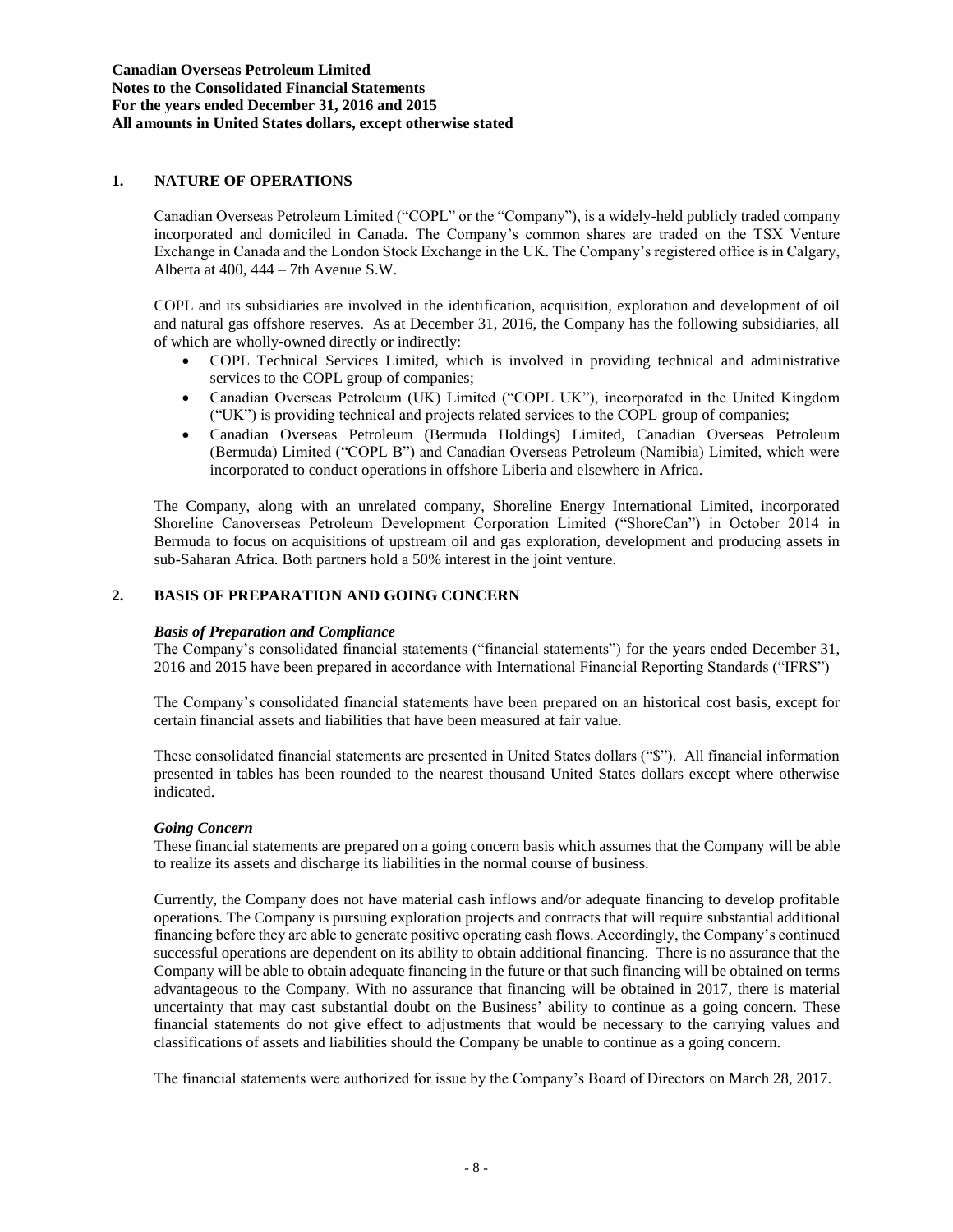## 1. NATURE OF OPERATIONS

Canadian Overseas Petroleum Limited ("COPL" or the "Company"), is a widely-held publicly traded company incorporated and domiciled in Canada. The Company's common shares are traded on the TSX Venture Exchange in Canada and the London Stock Exchange in the UK. The Company's registered office is in Calgary, Alberta at 400, 444 – 7th Avenue S.W.

COPL and its subsidiaries are involved in the identification, acquisition, exploration and development of oil and natural gas offshore reserves. As at December 31, 2016, the Company has the following subsidiaries, all of which are wholly-owned directly or indirectly:

- COPL Technical Services Limited, which is involved in providing technical and administrative services to the COPL group of companies;
- Canadian Overseas Petroleum (UK) Limited ("COPL UK"), incorporated in the United Kingdom ("UK") is providing technical and projects related services to the COPL group of companies;
- Canadian Overseas Petroleum (Bermuda Holdings) Limited, Canadian Overseas Petroleum (Bermuda) Limited ("COPL B") and Canadian Overseas Petroleum (Namibia) Limited, which were incorporated to conduct operations in offshore Liberia and elsewhere in Africa.

The Company, along with an unrelated company, Shoreline Energy International Limited, incorporated Shoreline Canoverseas Petroleum Development Corporation Limited ("ShoreCan") in October 2014 in Bermuda to focus on acquisitions of upstream oil and gas exploration, development and producing assets in sub-Saharan Africa. Both partners hold a 50% interest in the joint venture.

## 2. BASIS OF PREPARATION AND GOING CONCERN

### *Basis of Preparation and Compliance*

The Company's consolidated financial statements ("financial statements") for the years ended December 31, 2016 and 2015 have been prepared in accordance with International Financial Reporting Standards ("IFRS")

The Company's consolidated financial statements have been prepared on an historical cost basis, except for certain financial assets and liabilities that have been measured at fair value.

These consolidated financial statements are presented in United States dollars ("$"). All financial information presented in tables has been rounded to the nearest thousand United States dollars except where otherwise indicated.

### *Going Concern*

These financial statements are prepared on a going concern basis which assumes that the Company will be able to realize its assets and discharge its liabilities in the normal course of business.

Currently, the Company does not have material cash inflows and/or adequate financing to develop profitable operations. The Company is pursuing exploration projects and contracts that will require substantial additional financing before they are able to generate positive operating cash flows. Accordingly, the Company's continued successful operations are dependent on its ability to obtain additional financing. There is no assurance that the Company will be able to obtain adequate financing in the future or that such financing will be obtained on terms advantageous to the Company. With no assurance that financing will be obtained in 2017, there is material uncertainty that may cast substantial doubt on the Business' ability to continue as a going concern. These financial statements do not give effect to adjustments that would be necessary to the carrying values and classifications of assets and liabilities should the Company be unable to continue as a going concern.

The financial statements were authorized for issue by the Company's Board of Directors on March 28, 2017.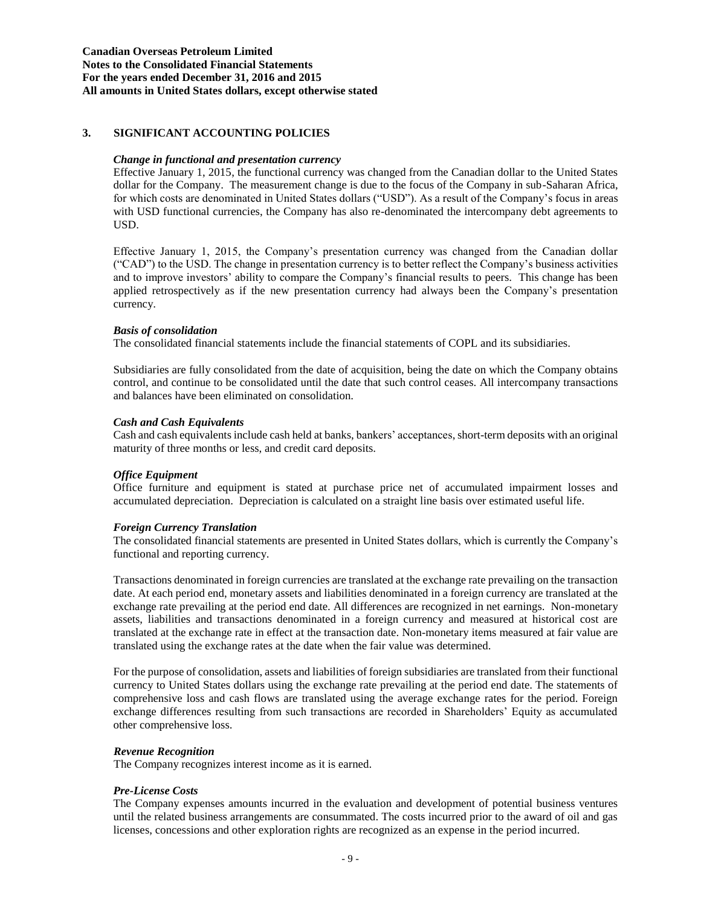## 3. SIGNIFICANT ACCOUNTING POLICIES

***Change in functional and presentation currency***

Effective January 1, 2015, the functional currency was changed from the Canadian dollar to the United States dollar for the Company. The measurement change is due to the focus of the Company in sub-Saharan Africa, for which costs are denominated in United States dollars ("USD"). As a result of the Company's focus in areas with USD functional currencies, the Company has also re-denominated the intercompany debt agreements to USD.

Effective January 1, 2015, the Company's presentation currency was changed from the Canadian dollar ("CAD") to the USD. The change in presentation currency is to better reflect the Company's business activities and to improve investors' ability to compare the Company's financial results to peers. This change has been applied retrospectively as if the new presentation currency had always been the Company's presentation currency.

***Basis of consolidation***

The consolidated financial statements include the financial statements of COPL and its subsidiaries.

Subsidiaries are fully consolidated from the date of acquisition, being the date on which the Company obtains control, and continue to be consolidated until the date that such control ceases. All intercompany transactions and balances have been eliminated on consolidation.

***Cash and Cash Equivalents***

Cash and cash equivalents include cash held at banks, bankers' acceptances, short-term deposits with an original maturity of three months or less, and credit card deposits.

***Office Equipment***

Office furniture and equipment is stated at purchase price net of accumulated impairment losses and accumulated depreciation. Depreciation is calculated on a straight line basis over estimated useful life.

***Foreign Currency Translation***

The consolidated financial statements are presented in United States dollars, which is currently the Company's functional and reporting currency.

Transactions denominated in foreign currencies are translated at the exchange rate prevailing on the transaction date. At each period end, monetary assets and liabilities denominated in a foreign currency are translated at the exchange rate prevailing at the period end date. All differences are recognized in net earnings. Non-monetary assets, liabilities and transactions denominated in a foreign currency and measured at historical cost are translated at the exchange rate in effect at the transaction date. Non-monetary items measured at fair value are translated using the exchange rates at the date when the fair value was determined.

For the purpose of consolidation, assets and liabilities of foreign subsidiaries are translated from their functional currency to United States dollars using the exchange rate prevailing at the period end date. The statements of comprehensive loss and cash flows are translated using the average exchange rates for the period. Foreign exchange differences resulting from such transactions are recorded in Shareholders' Equity as accumulated other comprehensive loss.

***Revenue Recognition***

The Company recognizes interest income as it is earned.

***Pre-License Costs***

The Company expenses amounts incurred in the evaluation and development of potential business ventures until the related business arrangements are consummated. The costs incurred prior to the award of oil and gas licenses, concessions and other exploration rights are recognized as an expense in the period incurred.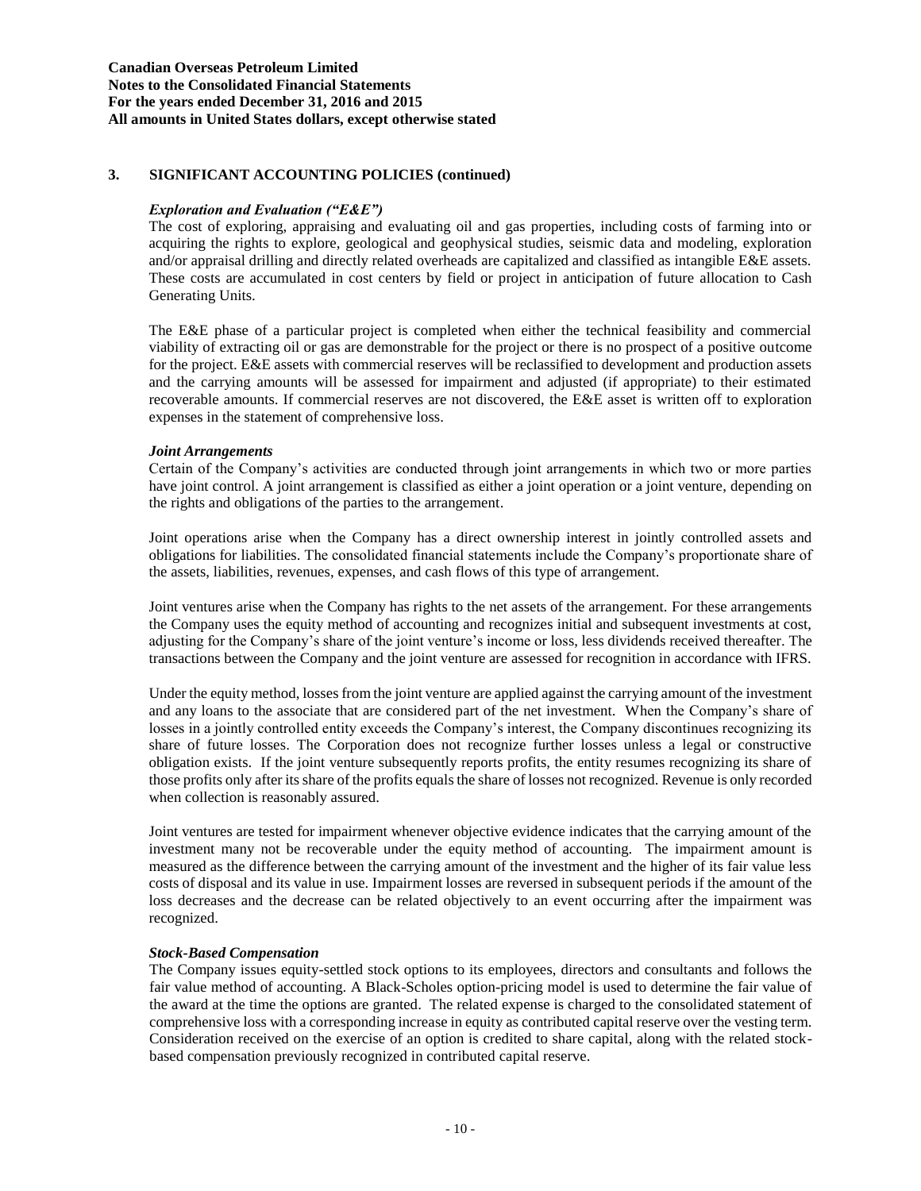### 3. SIGNIFICANT ACCOUNTING POLICIES (continued)

#### *Exploration and Evaluation ("E&E")*

The cost of exploring, appraising and evaluating oil and gas properties, including costs of farming into or acquiring the rights to explore, geological and geophysical studies, seismic data and modeling, exploration and/or appraisal drilling and directly related overheads are capitalized and classified as intangible E&E assets. These costs are accumulated in cost centers by field or project in anticipation of future allocation to Cash Generating Units.

The E&E phase of a particular project is completed when either the technical feasibility and commercial viability of extracting oil or gas are demonstrable for the project or there is no prospect of a positive outcome for the project. E&E assets with commercial reserves will be reclassified to development and production assets and the carrying amounts will be assessed for impairment and adjusted (if appropriate) to their estimated recoverable amounts. If commercial reserves are not discovered, the E&E asset is written off to exploration expenses in the statement of comprehensive loss.

#### *Joint Arrangements*

Certain of the Company's activities are conducted through joint arrangements in which two or more parties have joint control. A joint arrangement is classified as either a joint operation or a joint venture, depending on the rights and obligations of the parties to the arrangement.

Joint operations arise when the Company has a direct ownership interest in jointly controlled assets and obligations for liabilities. The consolidated financial statements include the Company's proportionate share of the assets, liabilities, revenues, expenses, and cash flows of this type of arrangement.

Joint ventures arise when the Company has rights to the net assets of the arrangement. For these arrangements the Company uses the equity method of accounting and recognizes initial and subsequent investments at cost, adjusting for the Company's share of the joint venture's income or loss, less dividends received thereafter. The transactions between the Company and the joint venture are assessed for recognition in accordance with IFRS.

Under the equity method, losses from the joint venture are applied against the carrying amount of the investment and any loans to the associate that are considered part of the net investment. When the Company's share of losses in a jointly controlled entity exceeds the Company's interest, the Company discontinues recognizing its share of future losses. The Corporation does not recognize further losses unless a legal or constructive obligation exists. If the joint venture subsequently reports profits, the entity resumes recognizing its share of those profits only after its share of the profits equals the share of losses not recognized. Revenue is only recorded when collection is reasonably assured.

Joint ventures are tested for impairment whenever objective evidence indicates that the carrying amount of the investment many not be recoverable under the equity method of accounting. The impairment amount is measured as the difference between the carrying amount of the investment and the higher of its fair value less costs of disposal and its value in use. Impairment losses are reversed in subsequent periods if the amount of the loss decreases and the decrease can be related objectively to an event occurring after the impairment was recognized.

#### *Stock-Based Compensation*

The Company issues equity-settled stock options to its employees, directors and consultants and follows the fair value method of accounting. A Black-Scholes option-pricing model is used to determine the fair value of the award at the time the options are granted. The related expense is charged to the consolidated statement of comprehensive loss with a corresponding increase in equity as contributed capital reserve over the vesting term. Consideration received on the exercise of an option is credited to share capital, along with the related stock-based compensation previously recognized in contributed capital reserve.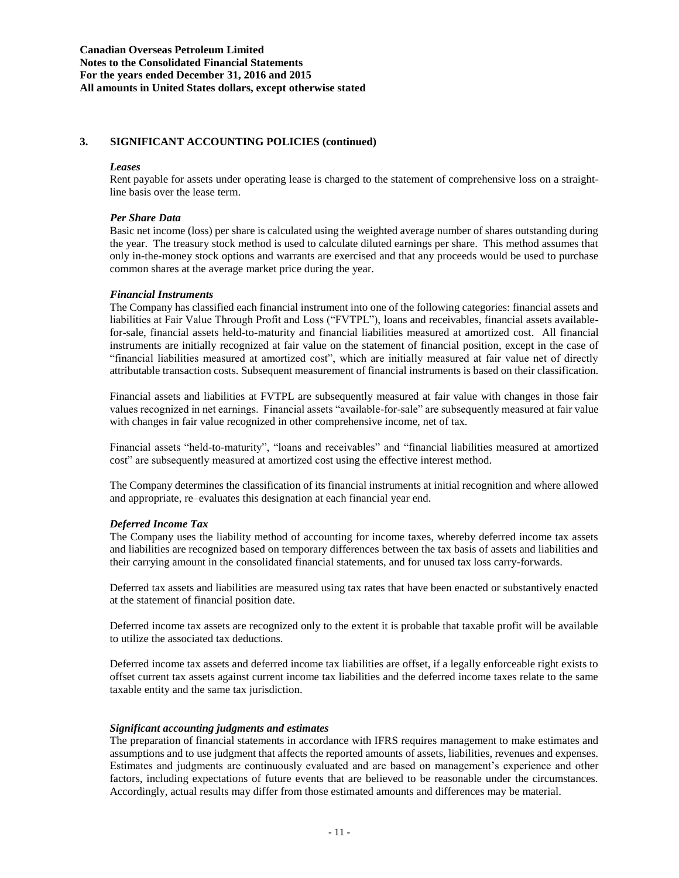## 3. SIGNIFICANT ACCOUNTING POLICIES (continued)

***Leases***

Rent payable for assets under operating lease is charged to the statement of comprehensive loss on a straight-line basis over the lease term.

***Per Share Data***

Basic net income (loss) per share is calculated using the weighted average number of shares outstanding during the year. The treasury stock method is used to calculate diluted earnings per share. This method assumes that only in-the-money stock options and warrants are exercised and that any proceeds would be used to purchase common shares at the average market price during the year.

***Financial Instruments***

The Company has classified each financial instrument into one of the following categories: financial assets and liabilities at Fair Value Through Profit and Loss ("FVTPL"), loans and receivables, financial assets available-for-sale, financial assets held-to-maturity and financial liabilities measured at amortized cost. All financial instruments are initially recognized at fair value on the statement of financial position, except in the case of "financial liabilities measured at amortized cost", which are initially measured at fair value net of directly attributable transaction costs. Subsequent measurement of financial instruments is based on their classification.

Financial assets and liabilities at FVTPL are subsequently measured at fair value with changes in those fair values recognized in net earnings. Financial assets "available-for-sale" are subsequently measured at fair value with changes in fair value recognized in other comprehensive income, net of tax.

Financial assets "held-to-maturity", "loans and receivables" and "financial liabilities measured at amortized cost" are subsequently measured at amortized cost using the effective interest method.

The Company determines the classification of its financial instruments at initial recognition and where allowed and appropriate, re–evaluates this designation at each financial year end.

***Deferred Income Tax***

The Company uses the liability method of accounting for income taxes, whereby deferred income tax assets and liabilities are recognized based on temporary differences between the tax basis of assets and liabilities and their carrying amount in the consolidated financial statements, and for unused tax loss carry-forwards.

Deferred tax assets and liabilities are measured using tax rates that have been enacted or substantively enacted at the statement of financial position date.

Deferred income tax assets are recognized only to the extent it is probable that taxable profit will be available to utilize the associated tax deductions.

Deferred income tax assets and deferred income tax liabilities are offset, if a legally enforceable right exists to offset current tax assets against current income tax liabilities and the deferred income taxes relate to the same taxable entity and the same tax jurisdiction.

***Significant accounting judgments and estimates***

The preparation of financial statements in accordance with IFRS requires management to make estimates and assumptions and to use judgment that affects the reported amounts of assets, liabilities, revenues and expenses. Estimates and judgments are continuously evaluated and are based on management's experience and other factors, including expectations of future events that are believed to be reasonable under the circumstances. Accordingly, actual results may differ from those estimated amounts and differences may be material.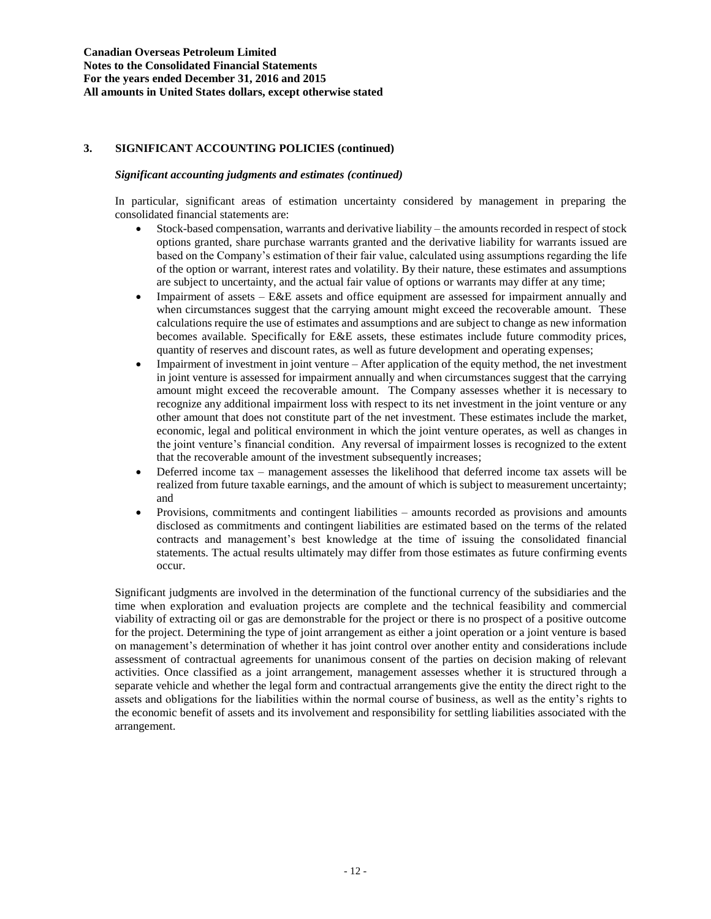## 3. SIGNIFICANT ACCOUNTING POLICIES (continued)

### *Significant accounting judgments and estimates (continued)*

In particular, significant areas of estimation uncertainty considered by management in preparing the consolidated financial statements are:

- Stock-based compensation, warrants and derivative liability – the amounts recorded in respect of stock options granted, share purchase warrants granted and the derivative liability for warrants issued are based on the Company's estimation of their fair value, calculated using assumptions regarding the life of the option or warrant, interest rates and volatility. By their nature, these estimates and assumptions are subject to uncertainty, and the actual fair value of options or warrants may differ at any time;
- Impairment of assets – E&E assets and office equipment are assessed for impairment annually and when circumstances suggest that the carrying amount might exceed the recoverable amount. These calculations require the use of estimates and assumptions and are subject to change as new information becomes available. Specifically for E&E assets, these estimates include future commodity prices, quantity of reserves and discount rates, as well as future development and operating expenses;
- Impairment of investment in joint venture – After application of the equity method, the net investment in joint venture is assessed for impairment annually and when circumstances suggest that the carrying amount might exceed the recoverable amount. The Company assesses whether it is necessary to recognize any additional impairment loss with respect to its net investment in the joint venture or any other amount that does not constitute part of the net investment. These estimates include the market, economic, legal and political environment in which the joint venture operates, as well as changes in the joint venture's financial condition. Any reversal of impairment losses is recognized to the extent that the recoverable amount of the investment subsequently increases;
- Deferred income tax – management assesses the likelihood that deferred income tax assets will be realized from future taxable earnings, and the amount of which is subject to measurement uncertainty; and
- Provisions, commitments and contingent liabilities – amounts recorded as provisions and amounts disclosed as commitments and contingent liabilities are estimated based on the terms of the related contracts and management's best knowledge at the time of issuing the consolidated financial statements. The actual results ultimately may differ from those estimates as future confirming events occur.

Significant judgments are involved in the determination of the functional currency of the subsidiaries and the time when exploration and evaluation projects are complete and the technical feasibility and commercial viability of extracting oil or gas are demonstrable for the project or there is no prospect of a positive outcome for the project. Determining the type of joint arrangement as either a joint operation or a joint venture is based on management's determination of whether it has joint control over another entity and considerations include assessment of contractual agreements for unanimous consent of the parties on decision making of relevant activities. Once classified as a joint arrangement, management assesses whether it is structured through a separate vehicle and whether the legal form and contractual arrangements give the entity the direct right to the assets and obligations for the liabilities within the normal course of business, as well as the entity's rights to the economic benefit of assets and its involvement and responsibility for settling liabilities associated with the arrangement.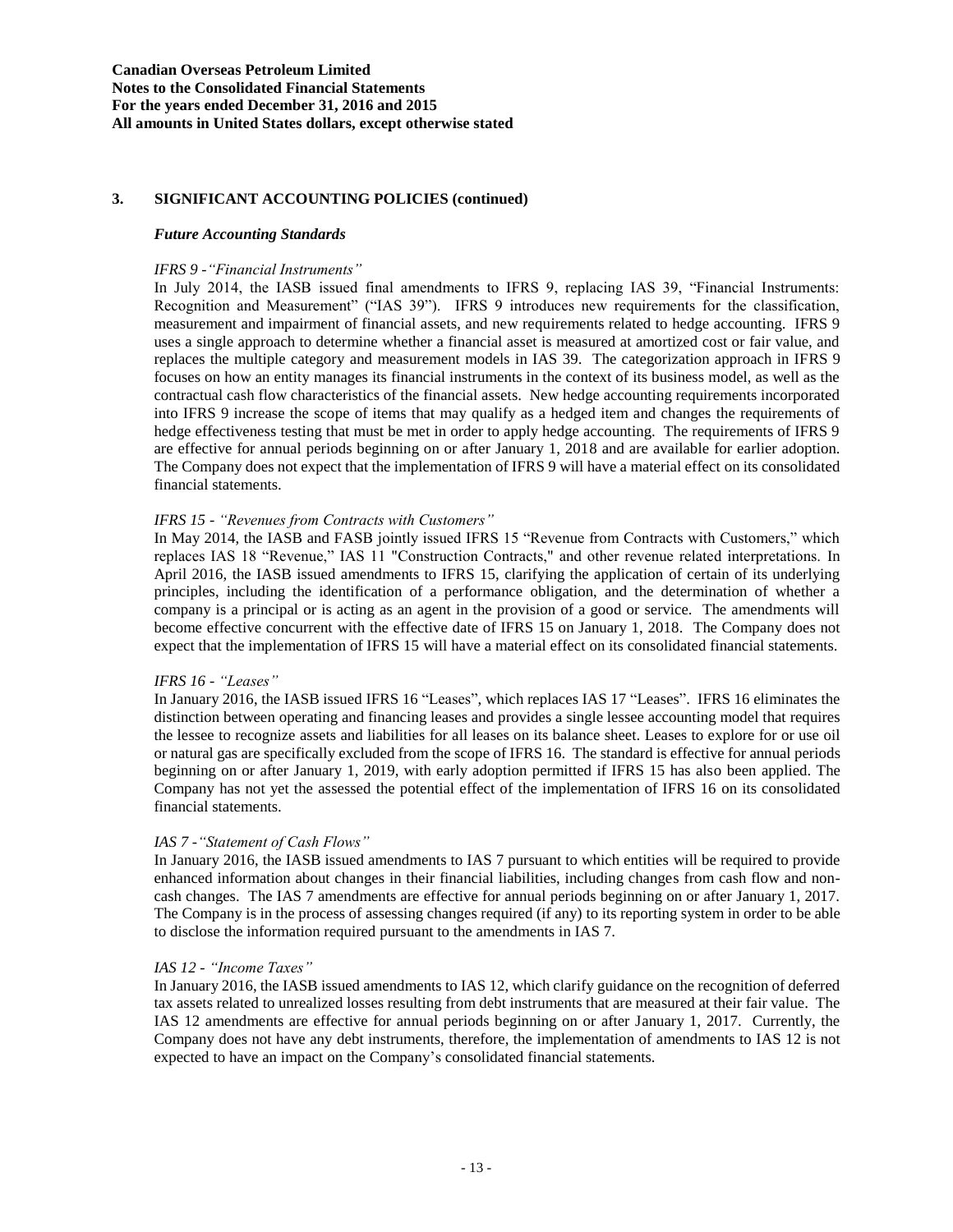## 3. SIGNIFICANT ACCOUNTING POLICIES (continued)

### *Future Accounting Standards*

*IFRS 9 -"Financial Instruments"*

In July 2014, the IASB issued final amendments to IFRS 9, replacing IAS 39, "Financial Instruments: Recognition and Measurement" ("IAS 39"). IFRS 9 introduces new requirements for the classification, measurement and impairment of financial assets, and new requirements related to hedge accounting. IFRS 9 uses a single approach to determine whether a financial asset is measured at amortized cost or fair value, and replaces the multiple category and measurement models in IAS 39. The categorization approach in IFRS 9 focuses on how an entity manages its financial instruments in the context of its business model, as well as the contractual cash flow characteristics of the financial assets. New hedge accounting requirements incorporated into IFRS 9 increase the scope of items that may qualify as a hedged item and changes the requirements of hedge effectiveness testing that must be met in order to apply hedge accounting. The requirements of IFRS 9 are effective for annual periods beginning on or after January 1, 2018 and are available for earlier adoption. The Company does not expect that the implementation of IFRS 9 will have a material effect on its consolidated financial statements.

*IFRS 15 - "Revenues from Contracts with Customers"*

In May 2014, the IASB and FASB jointly issued IFRS 15 "Revenue from Contracts with Customers," which replaces IAS 18 "Revenue," IAS 11 "Construction Contracts," and other revenue related interpretations. In April 2016, the IASB issued amendments to IFRS 15, clarifying the application of certain of its underlying principles, including the identification of a performance obligation, and the determination of whether a company is a principal or is acting as an agent in the provision of a good or service. The amendments will become effective concurrent with the effective date of IFRS 15 on January 1, 2018. The Company does not expect that the implementation of IFRS 15 will have a material effect on its consolidated financial statements.

*IFRS 16 - "Leases"*

In January 2016, the IASB issued IFRS 16 "Leases", which replaces IAS 17 "Leases". IFRS 16 eliminates the distinction between operating and financing leases and provides a single lessee accounting model that requires the lessee to recognize assets and liabilities for all leases on its balance sheet. Leases to explore for or use oil or natural gas are specifically excluded from the scope of IFRS 16. The standard is effective for annual periods beginning on or after January 1, 2019, with early adoption permitted if IFRS 15 has also been applied. The Company has not yet the assessed the potential effect of the implementation of IFRS 16 on its consolidated financial statements.

*IAS 7 -"Statement of Cash Flows"*

In January 2016, the IASB issued amendments to IAS 7 pursuant to which entities will be required to provide enhanced information about changes in their financial liabilities, including changes from cash flow and non-cash changes. The IAS 7 amendments are effective for annual periods beginning on or after January 1, 2017. The Company is in the process of assessing changes required (if any) to its reporting system in order to be able to disclose the information required pursuant to the amendments in IAS 7.

*IAS 12 - "Income Taxes"*

In January 2016, the IASB issued amendments to IAS 12, which clarify guidance on the recognition of deferred tax assets related to unrealized losses resulting from debt instruments that are measured at their fair value. The IAS 12 amendments are effective for annual periods beginning on or after January 1, 2017. Currently, the Company does not have any debt instruments, therefore, the implementation of amendments to IAS 12 is not expected to have an impact on the Company's consolidated financial statements.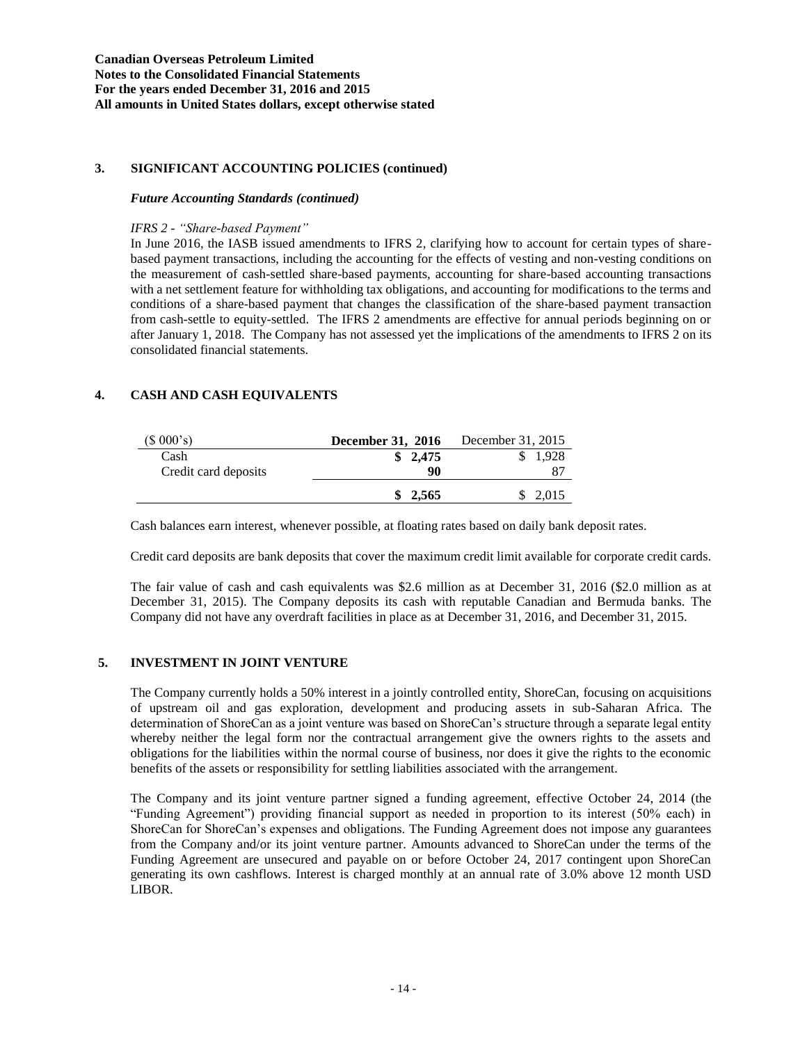## 3. SIGNIFICANT ACCOUNTING POLICIES (continued)

### *Future Accounting Standards (continued)*

*IFRS 2 - "Share-based Payment"*

In June 2016, the IASB issued amendments to IFRS 2, clarifying how to account for certain types of share-based payment transactions, including the accounting for the effects of vesting and non-vesting conditions on the measurement of cash-settled share-based payments, accounting for share-based accounting transactions with a net settlement feature for withholding tax obligations, and accounting for modifications to the terms and conditions of a share-based payment that changes the classification of the share-based payment transaction from cash-settle to equity-settled. The IFRS 2 amendments are effective for annual periods beginning on or after January 1, 2018. The Company has not assessed yet the implications of the amendments to IFRS 2 on its consolidated financial statements.

## 4. CASH AND CASH EQUIVALENTS

| ($ 000's) | **December 31, 2016** | December 31, 2015 |
|---|---|---|
| Cash | **$ 2,475** | $ 1,928 |
| Credit card deposits | **90** | 87 |
| | **$ 2,565** | $ 2,015 |

Cash balances earn interest, whenever possible, at floating rates based on daily bank deposit rates.

Credit card deposits are bank deposits that cover the maximum credit limit available for corporate credit cards.

The fair value of cash and cash equivalents was $2.6 million as at December 31, 2016 ($2.0 million as at December 31, 2015). The Company deposits its cash with reputable Canadian and Bermuda banks. The Company did not have any overdraft facilities in place as at December 31, 2016, and December 31, 2015.

## 5. INVESTMENT IN JOINT VENTURE

The Company currently holds a 50% interest in a jointly controlled entity, ShoreCan, focusing on acquisitions of upstream oil and gas exploration, development and producing assets in sub-Saharan Africa. The determination of ShoreCan as a joint venture was based on ShoreCan's structure through a separate legal entity whereby neither the legal form nor the contractual arrangement give the owners rights to the assets and obligations for the liabilities within the normal course of business, nor does it give the rights to the economic benefits of the assets or responsibility for settling liabilities associated with the arrangement.

The Company and its joint venture partner signed a funding agreement, effective October 24, 2014 (the "Funding Agreement") providing financial support as needed in proportion to its interest (50% each) in ShoreCan for ShoreCan's expenses and obligations. The Funding Agreement does not impose any guarantees from the Company and/or its joint venture partner. Amounts advanced to ShoreCan under the terms of the Funding Agreement are unsecured and payable on or before October 24, 2017 contingent upon ShoreCan generating its own cashflows. Interest is charged monthly at an annual rate of 3.0% above 12 month USD LIBOR.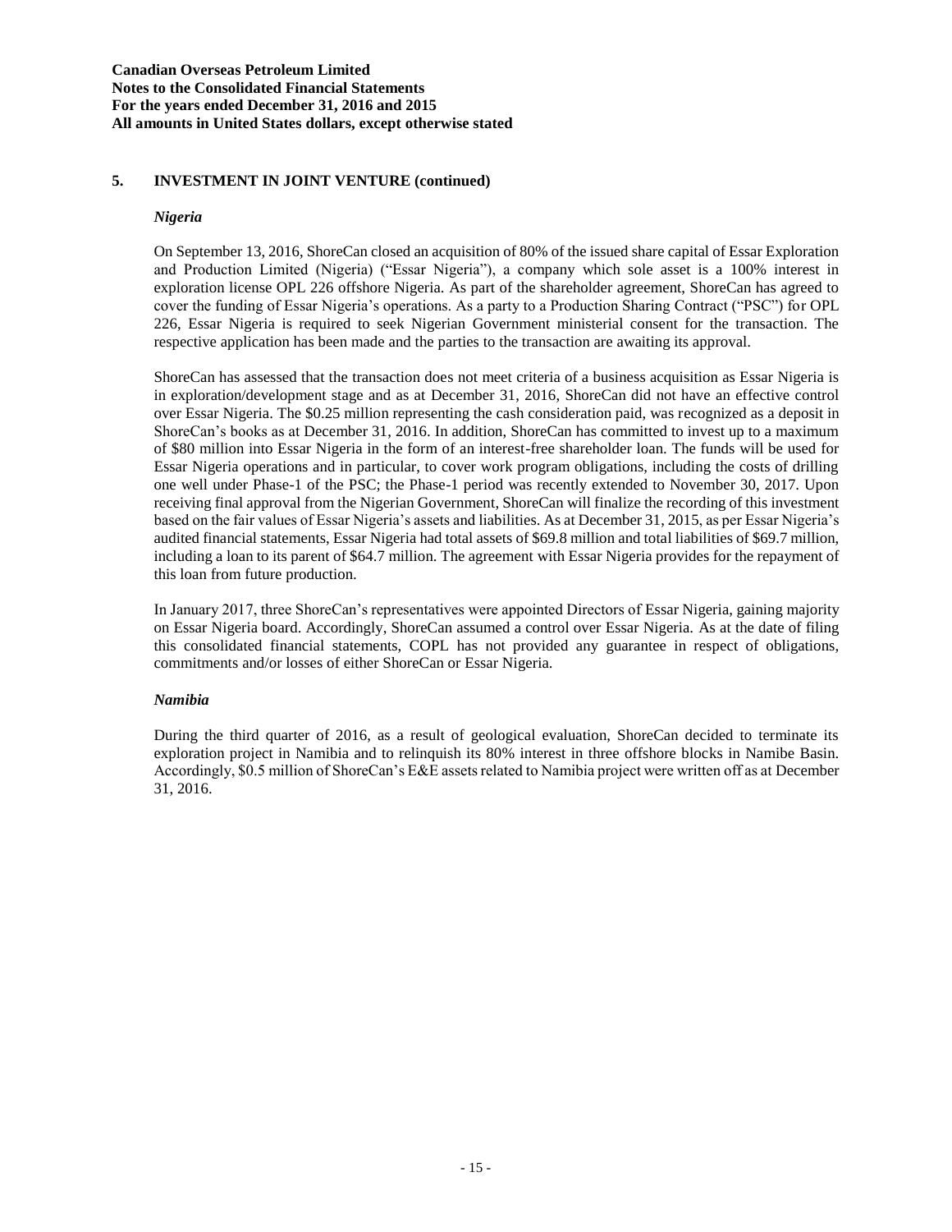## 5. INVESTMENT IN JOINT VENTURE (continued)

### *Nigeria*

On September 13, 2016, ShoreCan closed an acquisition of 80% of the issued share capital of Essar Exploration and Production Limited (Nigeria) ("Essar Nigeria"), a company which sole asset is a 100% interest in exploration license OPL 226 offshore Nigeria. As part of the shareholder agreement, ShoreCan has agreed to cover the funding of Essar Nigeria's operations. As a party to a Production Sharing Contract ("PSC") for OPL 226, Essar Nigeria is required to seek Nigerian Government ministerial consent for the transaction. The respective application has been made and the parties to the transaction are awaiting its approval.

ShoreCan has assessed that the transaction does not meet criteria of a business acquisition as Essar Nigeria is in exploration/development stage and as at December 31, 2016, ShoreCan did not have an effective control over Essar Nigeria. The $0.25 million representing the cash consideration paid, was recognized as a deposit in ShoreCan's books as at December 31, 2016. In addition, ShoreCan has committed to invest up to a maximum of $80 million into Essar Nigeria in the form of an interest-free shareholder loan. The funds will be used for Essar Nigeria operations and in particular, to cover work program obligations, including the costs of drilling one well under Phase-1 of the PSC; the Phase-1 period was recently extended to November 30, 2017. Upon receiving final approval from the Nigerian Government, ShoreCan will finalize the recording of this investment based on the fair values of Essar Nigeria's assets and liabilities. As at December 31, 2015, as per Essar Nigeria's audited financial statements, Essar Nigeria had total assets of $69.8 million and total liabilities of $69.7 million, including a loan to its parent of $64.7 million. The agreement with Essar Nigeria provides for the repayment of this loan from future production.

In January 2017, three ShoreCan's representatives were appointed Directors of Essar Nigeria, gaining majority on Essar Nigeria board. Accordingly, ShoreCan assumed a control over Essar Nigeria. As at the date of filing this consolidated financial statements, COPL has not provided any guarantee in respect of obligations, commitments and/or losses of either ShoreCan or Essar Nigeria.

### *Namibia*

During the third quarter of 2016, as a result of geological evaluation, ShoreCan decided to terminate its exploration project in Namibia and to relinquish its 80% interest in three offshore blocks in Namibe Basin. Accordingly, $0.5 million of ShoreCan's E&E assets related to Namibia project were written off as at December 31, 2016.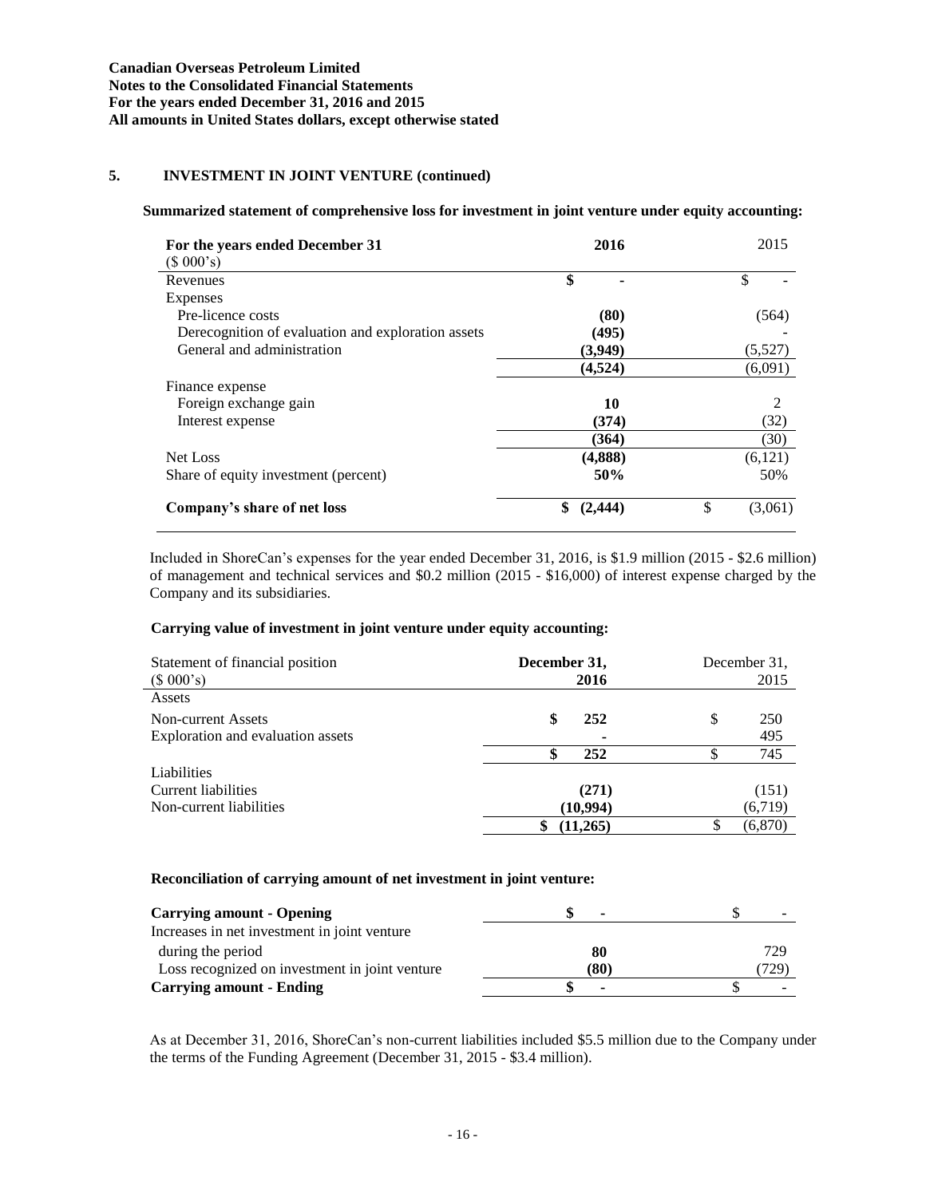**Canadian Overseas Petroleum Limited**
**Notes to the Consolidated Financial Statements**
**For the years ended December 31, 2016 and 2015**
**All amounts in United States dollars, except otherwise stated**

## 5. INVESTMENT IN JOINT VENTURE (continued)

**Summarized statement of comprehensive loss for investment in joint venture under equity accounting:**

| For the years ended December 31 ($ 000's) | 2016 | 2015 |
|---|---|---|
| Revenues | $ - | $ - |
| Expenses | | |
| Pre-licence costs | (80) | (564) |
| Derecognition of evaluation and exploration assets | (495) | - |
| General and administration | (3,949) | (5,527) |
| | (4,524) | (6,091) |
| Finance expense | | |
| Foreign exchange gain | 10 | 2 |
| Interest expense | (374) | (32) |
| | (364) | (30) |
| Net Loss | (4,888) | (6,121) |
| Share of equity investment (percent) | 50% | 50% |
| **Company's share of net loss** | $ (2,444) | $ (3,061) |

Included in ShoreCan's expenses for the year ended December 31, 2016, is $1.9 million (2015 - $2.6 million) of management and technical services and $0.2 million (2015 - $16,000) of interest expense charged by the Company and its subsidiaries.

**Carrying value of investment in joint venture under equity accounting:**

| Statement of financial position ($ 000's) | December 31, 2016 | December 31, 2015 |
|---|---|---|
| Assets | | |
| Non-current Assets | $ 252 | $ 250 |
| Exploration and evaluation assets | - | 495 |
| | $ 252 | $ 745 |
| Liabilities | | |
| Current liabilities | (271) | (151) |
| Non-current liabilities | (10,994) | (6,719) |
| | $ (11,265) | $ (6,870) |

**Reconciliation of carrying amount of net investment in joint venture:**

| | 2016 | 2015 |
|---|---|---|
| **Carrying amount - Opening** | $ - | $ - |
| Increases in net investment in joint venture during the period | 80 | 729 |
| Loss recognized on investment in joint venture | (80) | (729) |
| **Carrying amount - Ending** | $ - | $ - |

As at December 31, 2016, ShoreCan's non-current liabilities included $5.5 million due to the Company under the terms of the Funding Agreement (December 31, 2015 - $3.4 million).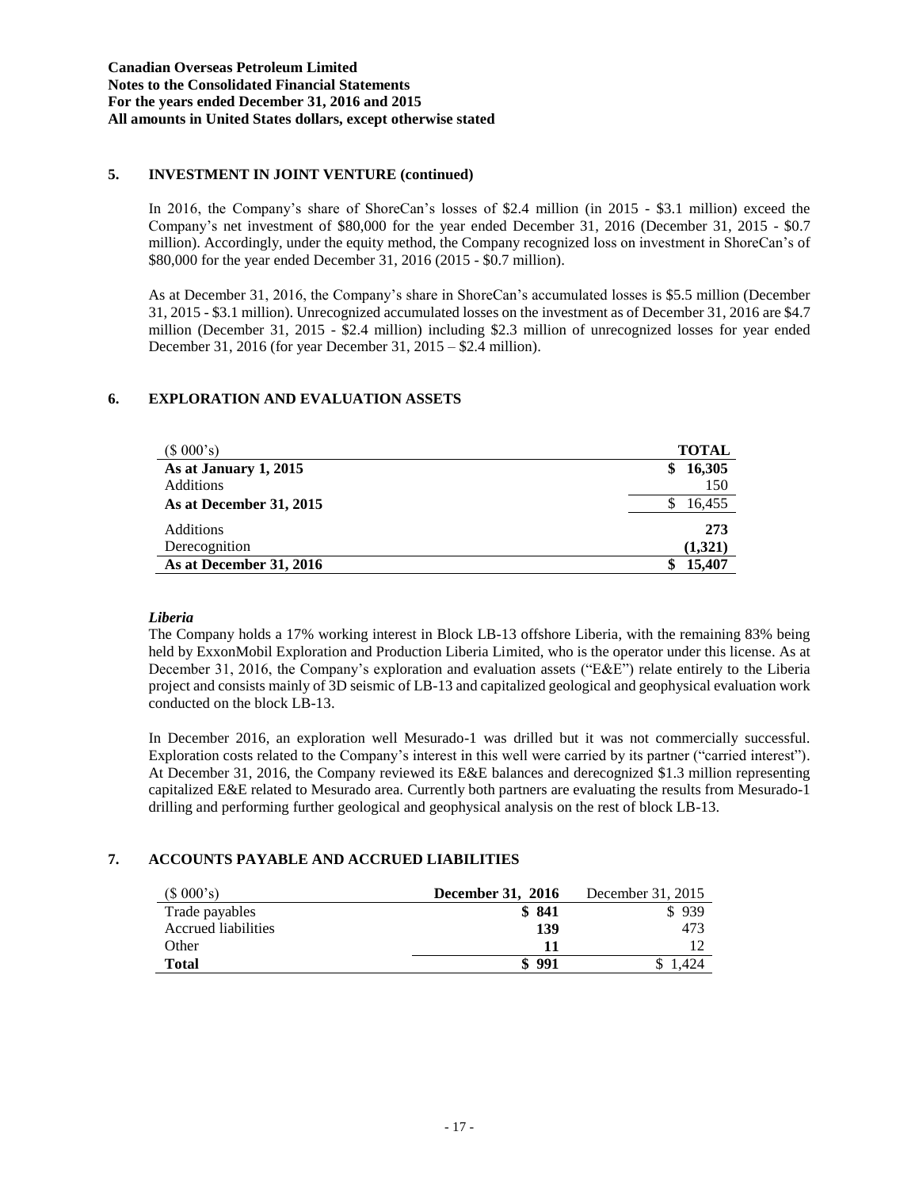## 5. INVESTMENT IN JOINT VENTURE (continued)

In 2016, the Company's share of ShoreCan's losses of \$2.4 million (in 2015 - \$3.1 million) exceed the Company's net investment of \$80,000 for the year ended December 31, 2016 (December 31, 2015 - \$0.7 million). Accordingly, under the equity method, the Company recognized loss on investment in ShoreCan's of \$80,000 for the year ended December 31, 2016 (2015 - \$0.7 million).

As at December 31, 2016, the Company's share in ShoreCan's accumulated losses is \$5.5 million (December 31, 2015 - \$3.1 million). Unrecognized accumulated losses on the investment as of December 31, 2016 are \$4.7 million (December 31, 2015 - \$2.4 million) including \$2.3 million of unrecognized losses for year ended December 31, 2016 (for year December 31, 2015 – \$2.4 million).

## 6. EXPLORATION AND EVALUATION ASSETS

| (\$ 000's) | **TOTAL** |
|---|---|
| **As at January 1, 2015** | **\$ 16,305** |
| Additions | 150 |
| **As at December 31, 2015** | \$ 16,455 |
| Additions | **273** |
| Derecognition | **(1,321)** |
| **As at December 31, 2016** | **\$ 15,407** |

### *Liberia*

The Company holds a 17% working interest in Block LB-13 offshore Liberia, with the remaining 83% being held by ExxonMobil Exploration and Production Liberia Limited, who is the operator under this license. As at December 31, 2016, the Company's exploration and evaluation assets ("E&E") relate entirely to the Liberia project and consists mainly of 3D seismic of LB-13 and capitalized geological and geophysical evaluation work conducted on the block LB-13.

In December 2016, an exploration well Mesurado-1 was drilled but it was not commercially successful. Exploration costs related to the Company's interest in this well were carried by its partner ("carried interest"). At December 31, 2016, the Company reviewed its E&E balances and derecognized \$1.3 million representing capitalized E&E related to Mesurado area. Currently both partners are evaluating the results from Mesurado-1 drilling and performing further geological and geophysical analysis on the rest of block LB-13.

## 7. ACCOUNTS PAYABLE AND ACCRUED LIABILITIES

| (\$ 000's) | **December 31, 2016** | December 31, 2015 |
|---|---|---|
| Trade payables | **\$ 841** | \$ 939 |
| Accrued liabilities | **139** | 473 |
| Other | **11** | 12 |
| **Total** | **\$ 991** | \$ 1,424 |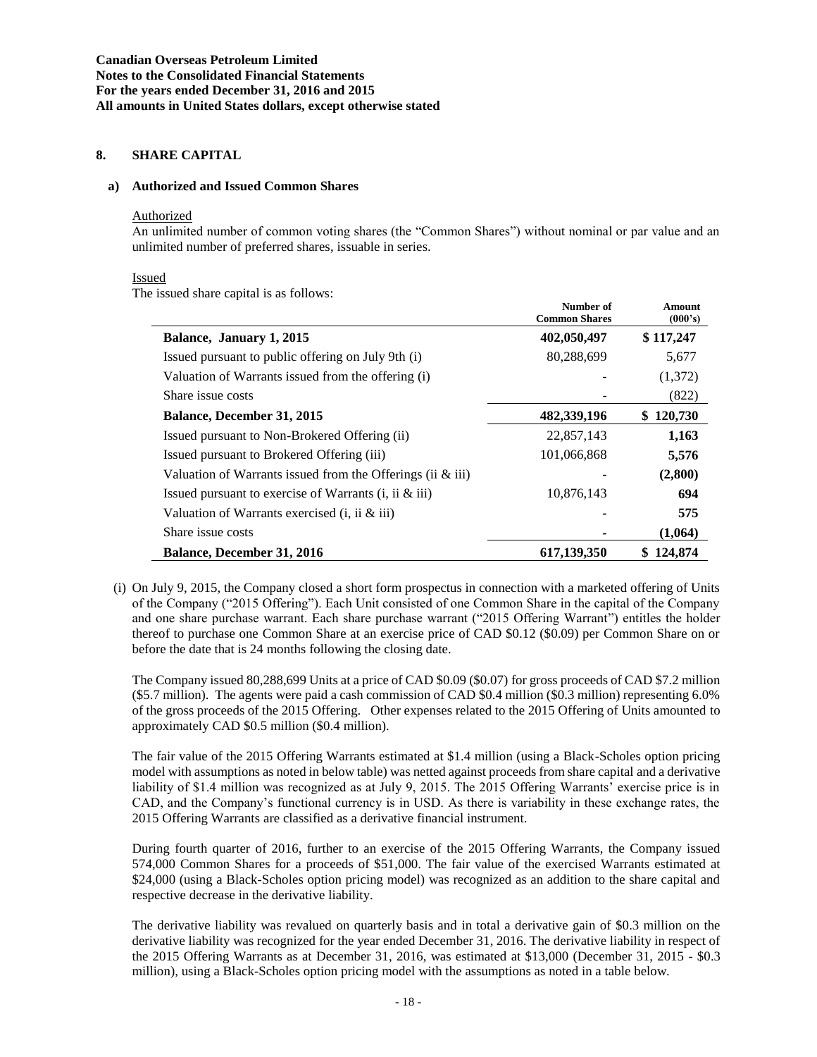Canadian Overseas Petroleum Limited
Notes to the Consolidated Financial Statements
For the years ended December 31, 2016 and 2015
All amounts in United States dollars, except otherwise stated

## 8. SHARE CAPITAL

### a) Authorized and Issued Common Shares

Authorized

An unlimited number of common voting shares (the "Common Shares") without nominal or par value and an unlimited number of preferred shares, issuable in series.

Issued

The issued share capital is as follows:

| | Number of Common Shares | Amount (000's) |
|---|---|---|
| **Balance, January 1, 2015** | **402,050,497** | **$ 117,247** |
| Issued pursuant to public offering on July 9th (i) | 80,288,699 | 5,677 |
| Valuation of Warrants issued from the offering (i) | - | (1,372) |
| Share issue costs | - | (822) |
| **Balance, December 31, 2015** | **482,339,196** | **$ 120,730** |
| Issued pursuant to Non-Brokered Offering (ii) | 22,857,143 | **1,163** |
| Issued pursuant to Brokered Offering (iii) | 101,066,868 | **5,576** |
| Valuation of Warrants issued from the Offerings (ii & iii) | - | **(2,800)** |
| Issued pursuant to exercise of Warrants (i, ii & iii) | 10,876,143 | **694** |
| Valuation of Warrants exercised (i, ii & iii) | **-** | **575** |
| Share issue costs | **-** | **(1,064)** |
| **Balance, December 31, 2016** | **617,139,350** | **$ 124,874** |

(i) On July 9, 2015, the Company closed a short form prospectus in connection with a marketed offering of Units of the Company ("2015 Offering"). Each Unit consisted of one Common Share in the capital of the Company and one share purchase warrant. Each share purchase warrant ("2015 Offering Warrant") entitles the holder thereof to purchase one Common Share at an exercise price of CAD $0.12 ($0.09) per Common Share on or before the date that is 24 months following the closing date.

The Company issued 80,288,699 Units at a price of CAD $0.09 ($0.07) for gross proceeds of CAD $7.2 million ($5.7 million). The agents were paid a cash commission of CAD $0.4 million ($0.3 million) representing 6.0% of the gross proceeds of the 2015 Offering. Other expenses related to the 2015 Offering of Units amounted to approximately CAD $0.5 million ($0.4 million).

The fair value of the 2015 Offering Warrants estimated at $1.4 million (using a Black-Scholes option pricing model with assumptions as noted in below table) was netted against proceeds from share capital and a derivative liability of $1.4 million was recognized as at July 9, 2015. The 2015 Offering Warrants' exercise price is in CAD, and the Company's functional currency is in USD. As there is variability in these exchange rates, the 2015 Offering Warrants are classified as a derivative financial instrument.

During fourth quarter of 2016, further to an exercise of the 2015 Offering Warrants, the Company issued 574,000 Common Shares for a proceeds of $51,000. The fair value of the exercised Warrants estimated at $24,000 (using a Black-Scholes option pricing model) was recognized as an addition to the share capital and respective decrease in the derivative liability.

The derivative liability was revalued on quarterly basis and in total a derivative gain of $0.3 million on the derivative liability was recognized for the year ended December 31, 2016. The derivative liability in respect of the 2015 Offering Warrants as at December 31, 2016, was estimated at $13,000 (December 31, 2015 - $0.3 million), using a Black-Scholes option pricing model with the assumptions as noted in a table below.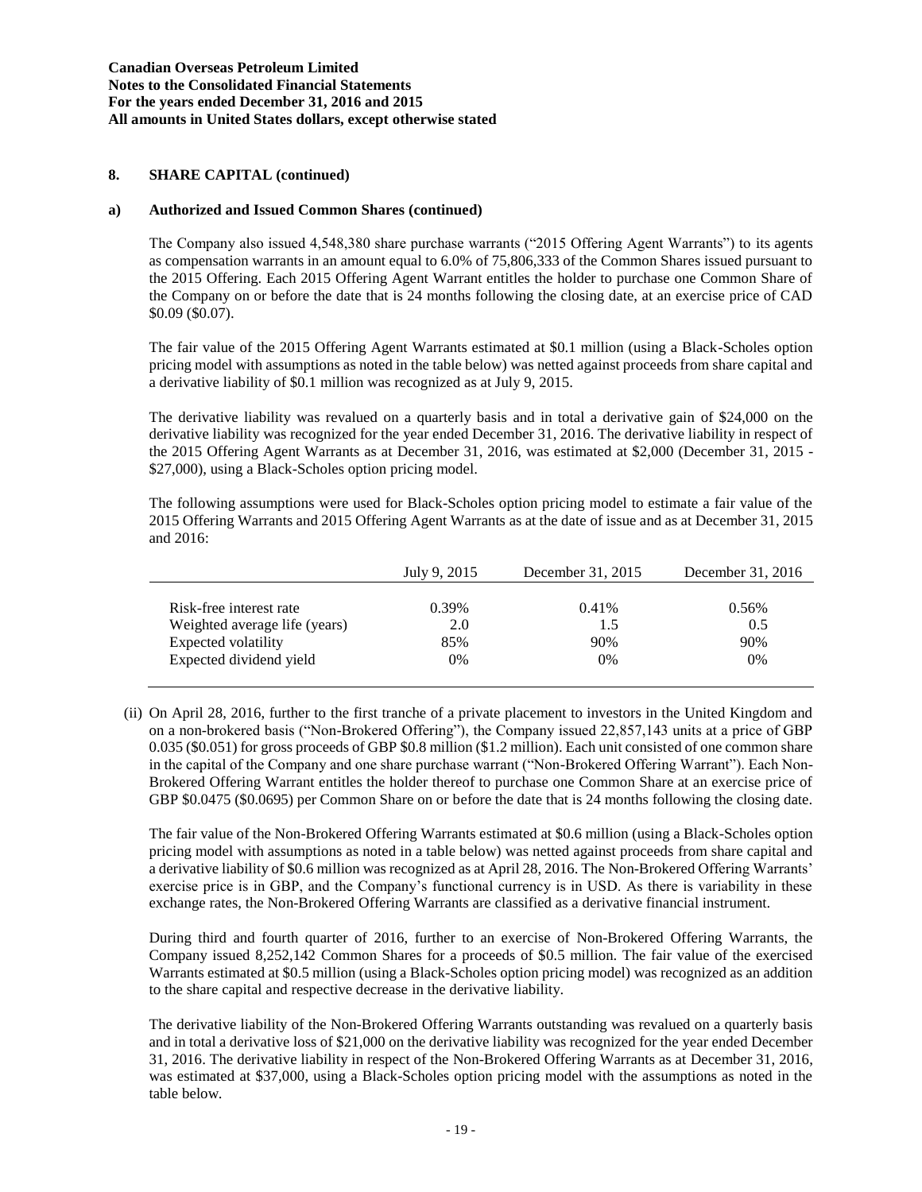## 8. SHARE CAPITAL (continued)

### a) Authorized and Issued Common Shares (continued)

The Company also issued 4,548,380 share purchase warrants ("2015 Offering Agent Warrants") to its agents as compensation warrants in an amount equal to 6.0% of 75,806,333 of the Common Shares issued pursuant to the 2015 Offering. Each 2015 Offering Agent Warrant entitles the holder to purchase one Common Share of the Company on or before the date that is 24 months following the closing date, at an exercise price of CAD $0.09 ($0.07).

The fair value of the 2015 Offering Agent Warrants estimated at $0.1 million (using a Black-Scholes option pricing model with assumptions as noted in the table below) was netted against proceeds from share capital and a derivative liability of $0.1 million was recognized as at July 9, 2015.

The derivative liability was revalued on a quarterly basis and in total a derivative gain of $24,000 on the derivative liability was recognized for the year ended December 31, 2016. The derivative liability in respect of the 2015 Offering Agent Warrants as at December 31, 2016, was estimated at $2,000 (December 31, 2015 - $27,000), using a Black-Scholes option pricing model.

The following assumptions were used for Black-Scholes option pricing model to estimate a fair value of the 2015 Offering Warrants and 2015 Offering Agent Warrants as at the date of issue and as at December 31, 2015 and 2016:

| | July 9, 2015 | December 31, 2015 | December 31, 2016 |
|---|---|---|---|
| Risk-free interest rate | 0.39% | 0.41% | 0.56% |
| Weighted average life (years) | 2.0 | 1.5 | 0.5 |
| Expected volatility | 85% | 90% | 90% |
| Expected dividend yield | 0% | 0% | 0% |

(ii) On April 28, 2016, further to the first tranche of a private placement to investors in the United Kingdom and on a non-brokered basis ("Non-Brokered Offering"), the Company issued 22,857,143 units at a price of GBP 0.035 ($0.051) for gross proceeds of GBP $0.8 million ($1.2 million). Each unit consisted of one common share in the capital of the Company and one share purchase warrant ("Non-Brokered Offering Warrant"). Each Non-Brokered Offering Warrant entitles the holder thereof to purchase one Common Share at an exercise price of GBP $0.0475 ($0.0695) per Common Share on or before the date that is 24 months following the closing date.

The fair value of the Non-Brokered Offering Warrants estimated at $0.6 million (using a Black-Scholes option pricing model with assumptions as noted in a table below) was netted against proceeds from share capital and a derivative liability of $0.6 million was recognized as at April 28, 2016. The Non-Brokered Offering Warrants' exercise price is in GBP, and the Company's functional currency is in USD. As there is variability in these exchange rates, the Non-Brokered Offering Warrants are classified as a derivative financial instrument.

During third and fourth quarter of 2016, further to an exercise of Non-Brokered Offering Warrants, the Company issued 8,252,142 Common Shares for a proceeds of $0.5 million. The fair value of the exercised Warrants estimated at $0.5 million (using a Black-Scholes option pricing model) was recognized as an addition to the share capital and respective decrease in the derivative liability.

The derivative liability of the Non-Brokered Offering Warrants outstanding was revalued on a quarterly basis and in total a derivative loss of $21,000 on the derivative liability was recognized for the year ended December 31, 2016. The derivative liability in respect of the Non-Brokered Offering Warrants as at December 31, 2016, was estimated at $37,000, using a Black-Scholes option pricing model with the assumptions as noted in the table below.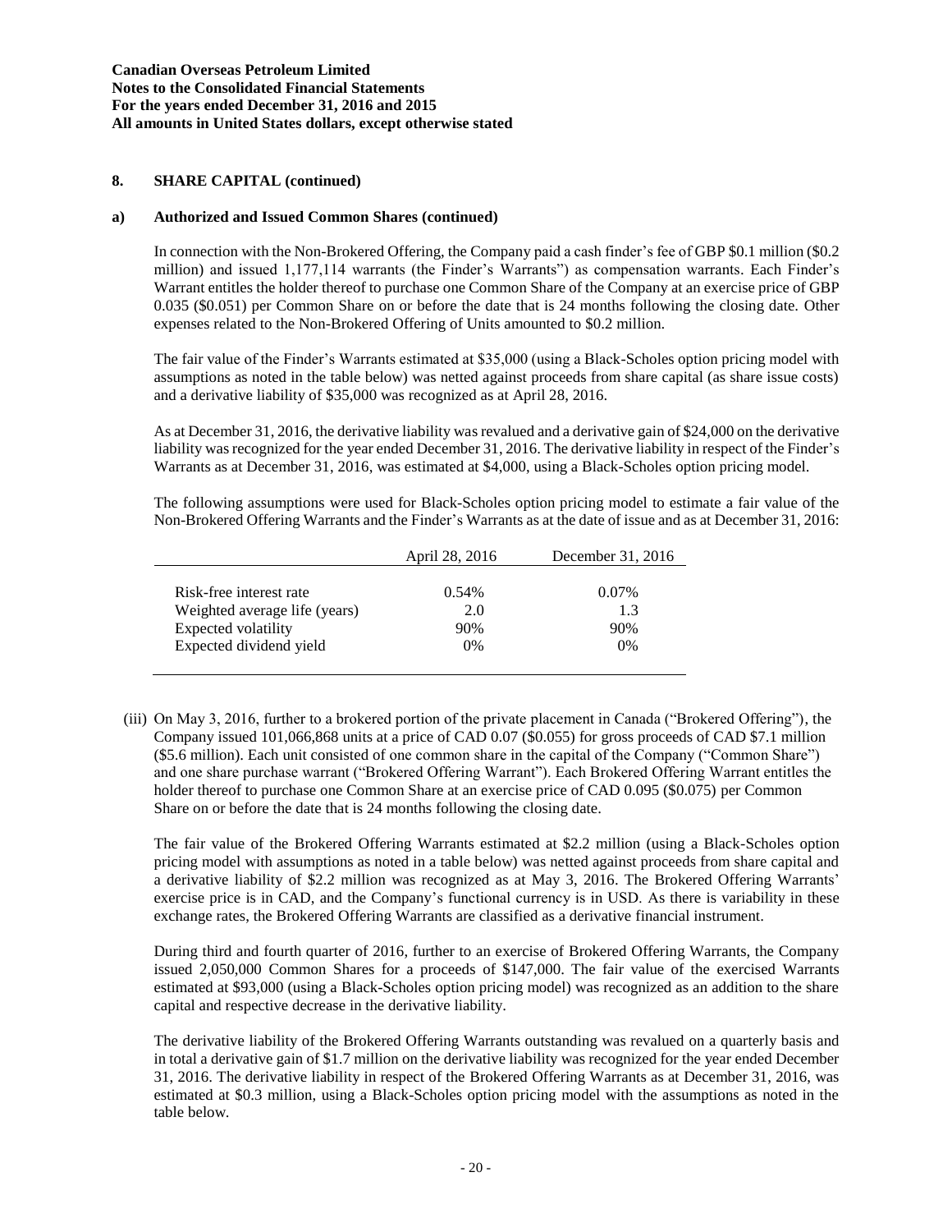## 8. SHARE CAPITAL (continued)

### a) Authorized and Issued Common Shares (continued)

In connection with the Non-Brokered Offering, the Company paid a cash finder's fee of GBP $0.1 million ($0.2 million) and issued 1,177,114 warrants (the Finder's Warrants") as compensation warrants. Each Finder's Warrant entitles the holder thereof to purchase one Common Share of the Company at an exercise price of GBP 0.035 ($0.051) per Common Share on or before the date that is 24 months following the closing date. Other expenses related to the Non-Brokered Offering of Units amounted to $0.2 million.

The fair value of the Finder's Warrants estimated at $35,000 (using a Black-Scholes option pricing model with assumptions as noted in the table below) was netted against proceeds from share capital (as share issue costs) and a derivative liability of $35,000 was recognized as at April 28, 2016.

As at December 31, 2016, the derivative liability was revalued and a derivative gain of $24,000 on the derivative liability was recognized for the year ended December 31, 2016. The derivative liability in respect of the Finder's Warrants as at December 31, 2016, was estimated at $4,000, using a Black-Scholes option pricing model.

The following assumptions were used for Black-Scholes option pricing model to estimate a fair value of the Non-Brokered Offering Warrants and the Finder's Warrants as at the date of issue and as at December 31, 2016:

| | April 28, 2016 | December 31, 2016 |
|---|---|---|
| Risk-free interest rate | 0.54% | 0.07% |
| Weighted average life (years) | 2.0 | 1.3 |
| Expected volatility | 90% | 90% |
| Expected dividend yield | 0% | 0% |

(iii) On May 3, 2016, further to a brokered portion of the private placement in Canada ("Brokered Offering"), the Company issued 101,066,868 units at a price of CAD 0.07 ($0.055) for gross proceeds of CAD $7.1 million ($5.6 million). Each unit consisted of one common share in the capital of the Company ("Common Share") and one share purchase warrant ("Brokered Offering Warrant"). Each Brokered Offering Warrant entitles the holder thereof to purchase one Common Share at an exercise price of CAD 0.095 ($0.075) per Common Share on or before the date that is 24 months following the closing date.

The fair value of the Brokered Offering Warrants estimated at $2.2 million (using a Black-Scholes option pricing model with assumptions as noted in a table below) was netted against proceeds from share capital and a derivative liability of $2.2 million was recognized as at May 3, 2016. The Brokered Offering Warrants' exercise price is in CAD, and the Company's functional currency is in USD. As there is variability in these exchange rates, the Brokered Offering Warrants are classified as a derivative financial instrument.

During third and fourth quarter of 2016, further to an exercise of Brokered Offering Warrants, the Company issued 2,050,000 Common Shares for a proceeds of $147,000. The fair value of the exercised Warrants estimated at $93,000 (using a Black-Scholes option pricing model) was recognized as an addition to the share capital and respective decrease in the derivative liability.

The derivative liability of the Brokered Offering Warrants outstanding was revalued on a quarterly basis and in total a derivative gain of $1.7 million on the derivative liability was recognized for the year ended December 31, 2016. The derivative liability in respect of the Brokered Offering Warrants as at December 31, 2016, was estimated at $0.3 million, using a Black-Scholes option pricing model with the assumptions as noted in the table below.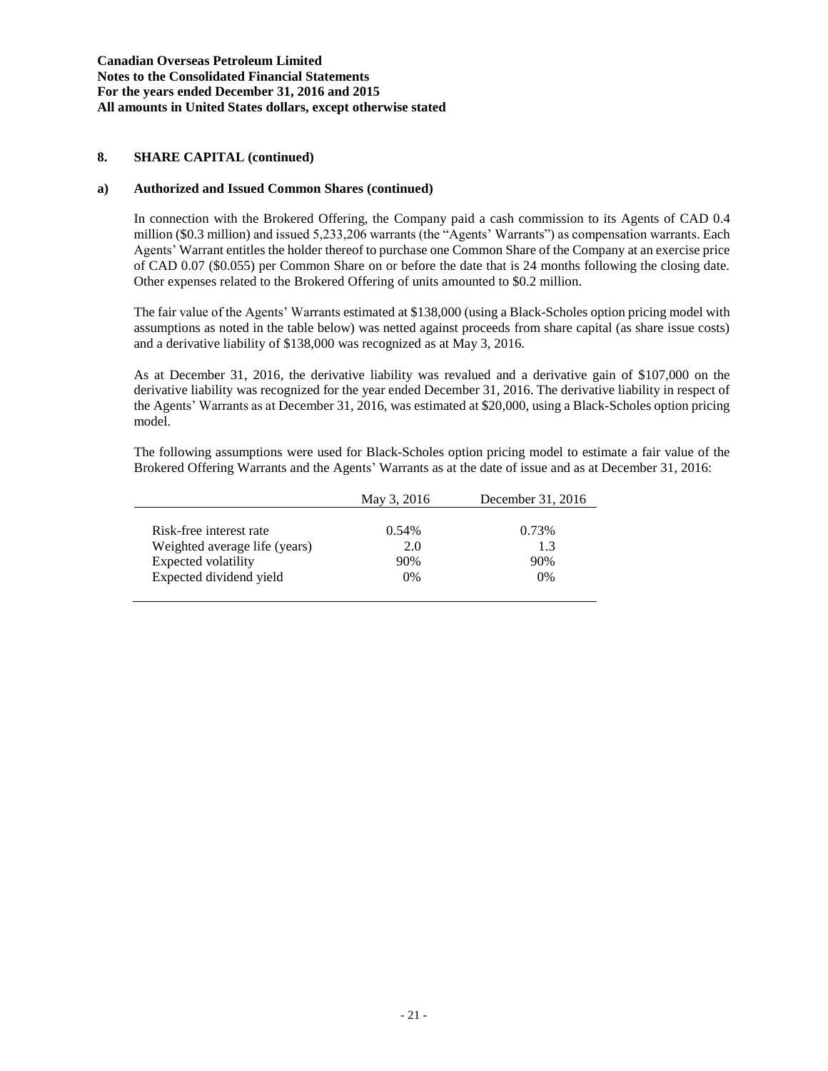## 8. SHARE CAPITAL (continued)

### a) Authorized and Issued Common Shares (continued)

In connection with the Brokered Offering, the Company paid a cash commission to its Agents of CAD 0.4 million ($0.3 million) and issued 5,233,206 warrants (the "Agents' Warrants") as compensation warrants. Each Agents' Warrant entitles the holder thereof to purchase one Common Share of the Company at an exercise price of CAD 0.07 ($0.055) per Common Share on or before the date that is 24 months following the closing date. Other expenses related to the Brokered Offering of units amounted to $0.2 million.

The fair value of the Agents' Warrants estimated at $138,000 (using a Black-Scholes option pricing model with assumptions as noted in the table below) was netted against proceeds from share capital (as share issue costs) and a derivative liability of $138,000 was recognized as at May 3, 2016.

As at December 31, 2016, the derivative liability was revalued and a derivative gain of $107,000 on the derivative liability was recognized for the year ended December 31, 2016. The derivative liability in respect of the Agents' Warrants as at December 31, 2016, was estimated at $20,000, using a Black-Scholes option pricing model.

The following assumptions were used for Black-Scholes option pricing model to estimate a fair value of the Brokered Offering Warrants and the Agents' Warrants as at the date of issue and as at December 31, 2016:

| | May 3, 2016 | December 31, 2016 |
|---|---|---|
| Risk-free interest rate | 0.54% | 0.73% |
| Weighted average life (years) | 2.0 | 1.3 |
| Expected volatility | 90% | 90% |
| Expected dividend yield | 0% | 0% |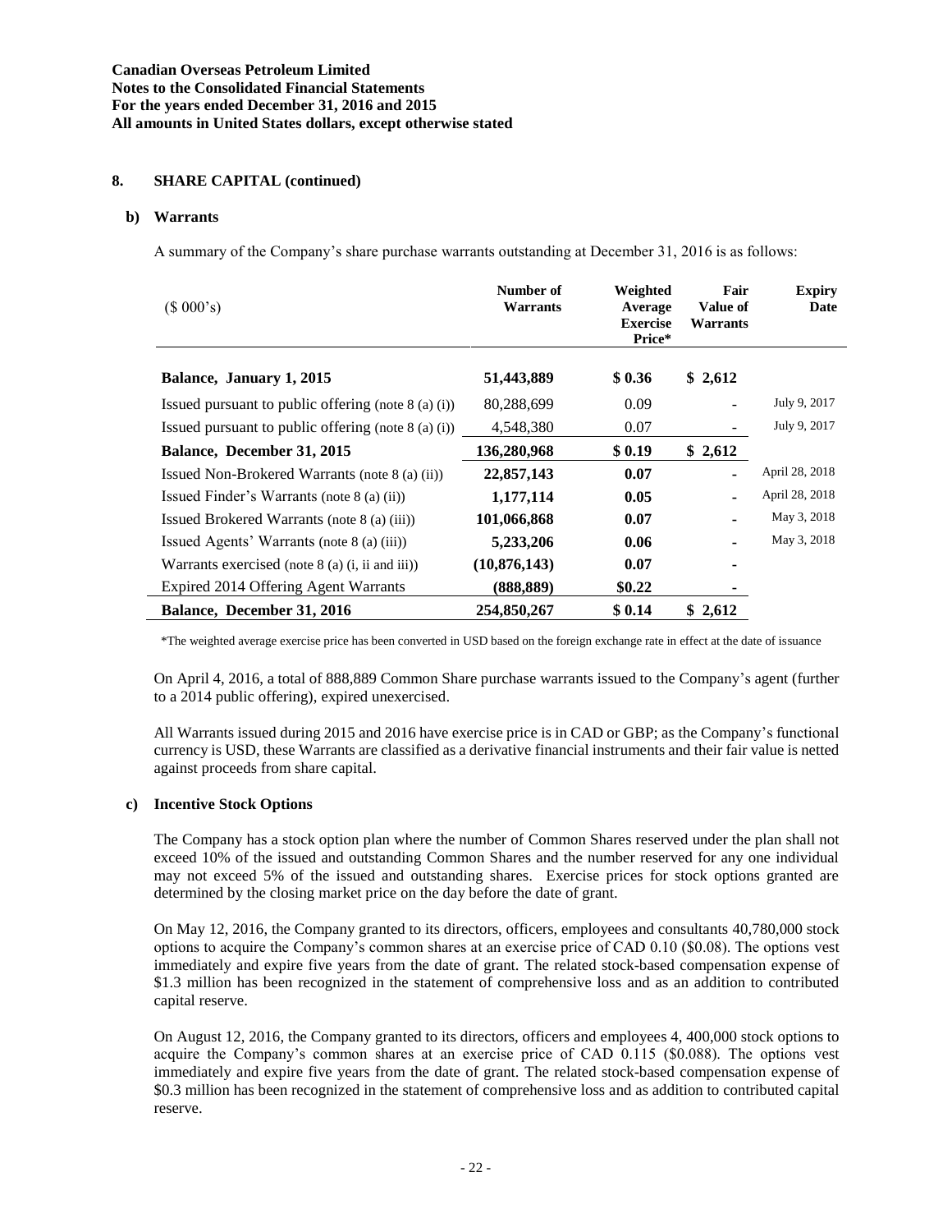**Canadian Overseas Petroleum Limited**
**Notes to the Consolidated Financial Statements**
**For the years ended December 31, 2016 and 2015**
**All amounts in United States dollars, except otherwise stated**

## 8. SHARE CAPITAL (continued)

### b) Warrants

A summary of the Company's share purchase warrants outstanding at December 31, 2016 is as follows:

| ($ 000's) | Number of Warrants | Weighted Average Exercise Price* | Fair Value of Warrants | Expiry Date |
|---|---|---|---|---|
| **Balance, January 1, 2015** | **51,443,889** | **$ 0.36** | **$ 2,612** | |
| Issued pursuant to public offering (note 8 (a) (i)) | 80,288,699 | 0.09 | - | July 9, 2017 |
| Issued pursuant to public offering (note 8 (a) (i)) | 4,548,380 | 0.07 | - | July 9, 2017 |
| **Balance, December 31, 2015** | **136,280,968** | **$ 0.19** | **$ 2,612** | |
| Issued Non-Brokered Warrants (note 8 (a) (ii)) | **22,857,143** | **0.07** | **-** | April 28, 2018 |
| Issued Finder's Warrants (note 8 (a) (ii)) | **1,177,114** | **0.05** | **-** | April 28, 2018 |
| Issued Brokered Warrants (note 8 (a) (iii)) | **101,066,868** | **0.07** | **-** | May 3, 2018 |
| Issued Agents' Warrants (note 8 (a) (iii)) | **5,233,206** | **0.06** | **-** | May 3, 2018 |
| Warrants exercised (note 8 (a) (i, ii and iii)) | **(10,876,143)** | **0.07** | **-** | |
| Expired 2014 Offering Agent Warrants | **(888,889)** | **$0.22** | **-** | |
| **Balance, December 31, 2016** | **254,850,267** | **$ 0.14** | **$ 2,612** | |

*The weighted average exercise price has been converted in USD based on the foreign exchange rate in effect at the date of issuance

On April 4, 2016, a total of 888,889 Common Share purchase warrants issued to the Company's agent (further to a 2014 public offering), expired unexercised.

All Warrants issued during 2015 and 2016 have exercise price is in CAD or GBP; as the Company's functional currency is USD, these Warrants are classified as a derivative financial instruments and their fair value is netted against proceeds from share capital.

### c) Incentive Stock Options

The Company has a stock option plan where the number of Common Shares reserved under the plan shall not exceed 10% of the issued and outstanding Common Shares and the number reserved for any one individual may not exceed 5% of the issued and outstanding shares. Exercise prices for stock options granted are determined by the closing market price on the day before the date of grant.

On May 12, 2016, the Company granted to its directors, officers, employees and consultants 40,780,000 stock options to acquire the Company's common shares at an exercise price of CAD 0.10 ($0.08). The options vest immediately and expire five years from the date of grant. The related stock-based compensation expense of $1.3 million has been recognized in the statement of comprehensive loss and as an addition to contributed capital reserve.

On August 12, 2016, the Company granted to its directors, officers and employees 4, 400,000 stock options to acquire the Company's common shares at an exercise price of CAD 0.115 ($0.088). The options vest immediately and expire five years from the date of grant. The related stock-based compensation expense of $0.3 million has been recognized in the statement of comprehensive loss and as addition to contributed capital reserve.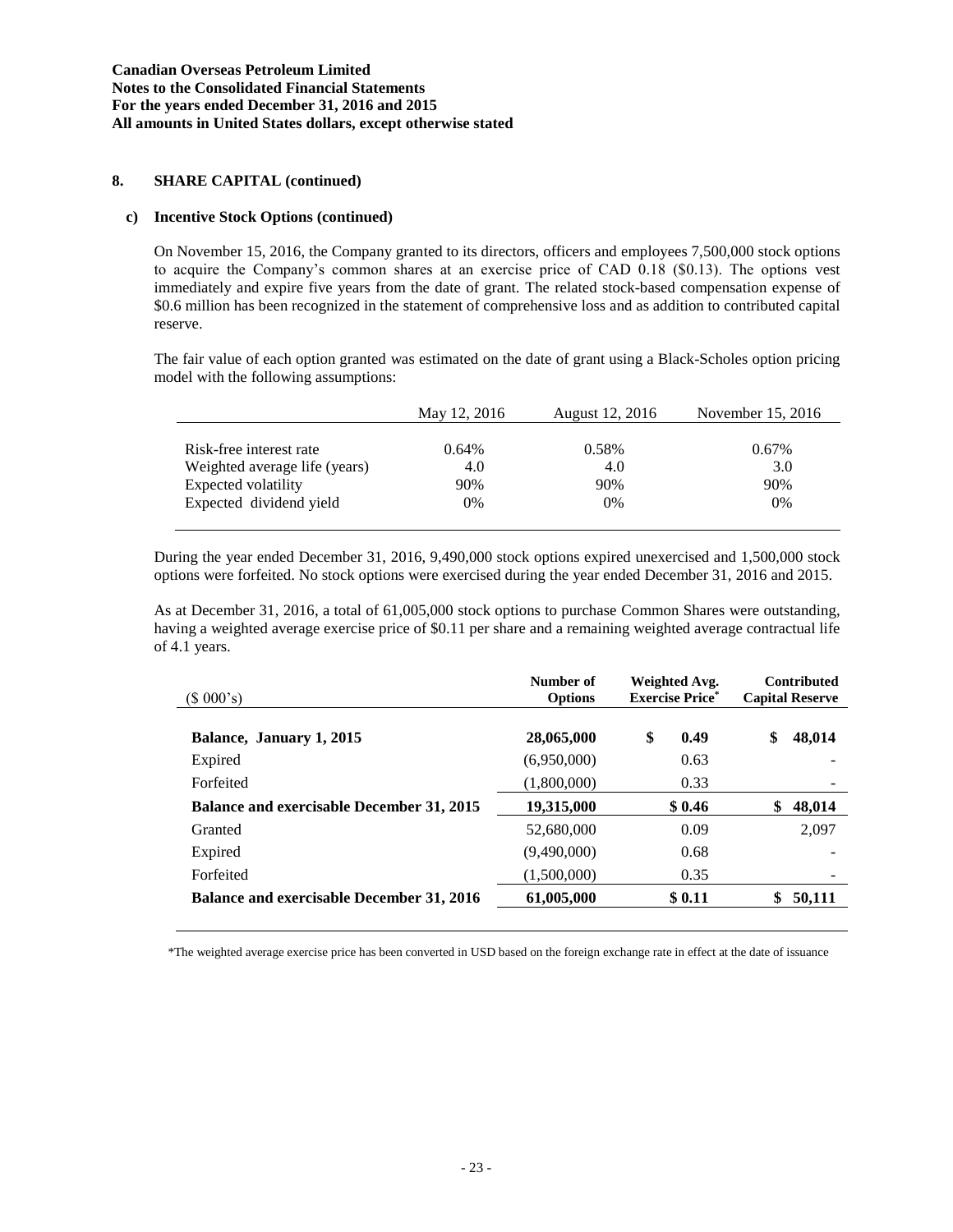**Canadian Overseas Petroleum Limited**
**Notes to the Consolidated Financial Statements**
**For the years ended December 31, 2016 and 2015**
**All amounts in United States dollars, except otherwise stated**

## 8. SHARE CAPITAL (continued)

### c) Incentive Stock Options (continued)

On November 15, 2016, the Company granted to its directors, officers and employees 7,500,000 stock options to acquire the Company's common shares at an exercise price of CAD 0.18 ($0.13). The options vest immediately and expire five years from the date of grant. The related stock-based compensation expense of $0.6 million has been recognized in the statement of comprehensive loss and as addition to contributed capital reserve.

The fair value of each option granted was estimated on the date of grant using a Black-Scholes option pricing model with the following assumptions:

| | May 12, 2016 | August 12, 2016 | November 15, 2016 |
|---|---|---|---|
| Risk-free interest rate | 0.64% | 0.58% | 0.67% |
| Weighted average life (years) | 4.0 | 4.0 | 3.0 |
| Expected volatility | 90% | 90% | 90% |
| Expected dividend yield | 0% | 0% | 0% |

During the year ended December 31, 2016, 9,490,000 stock options expired unexercised and 1,500,000 stock options were forfeited. No stock options were exercised during the year ended December 31, 2016 and 2015.

As at December 31, 2016, a total of 61,005,000 stock options to purchase Common Shares were outstanding, having a weighted average exercise price of $0.11 per share and a remaining weighted average contractual life of 4.1 years.

| ($ 000's) | Number of Options | Weighted Avg. Exercise Price* | Contributed Capital Reserve |
|---|---|---|---|
| **Balance, January 1, 2015** | **28,065,000** | **$ 0.49** | **$ 48,014** |
| Expired | (6,950,000) | 0.63 | - |
| Forfeited | (1,800,000) | 0.33 | - |
| **Balance and exercisable December 31, 2015** | **19,315,000** | **$ 0.46** | **$ 48,014** |
| Granted | 52,680,000 | 0.09 | 2,097 |
| Expired | (9,490,000) | 0.68 | - |
| Forfeited | (1,500,000) | 0.35 | - |
| **Balance and exercisable December 31, 2016** | **61,005,000** | **$ 0.11** | **$ 50,111** |

*The weighted average exercise price has been converted in USD based on the foreign exchange rate in effect at the date of issuance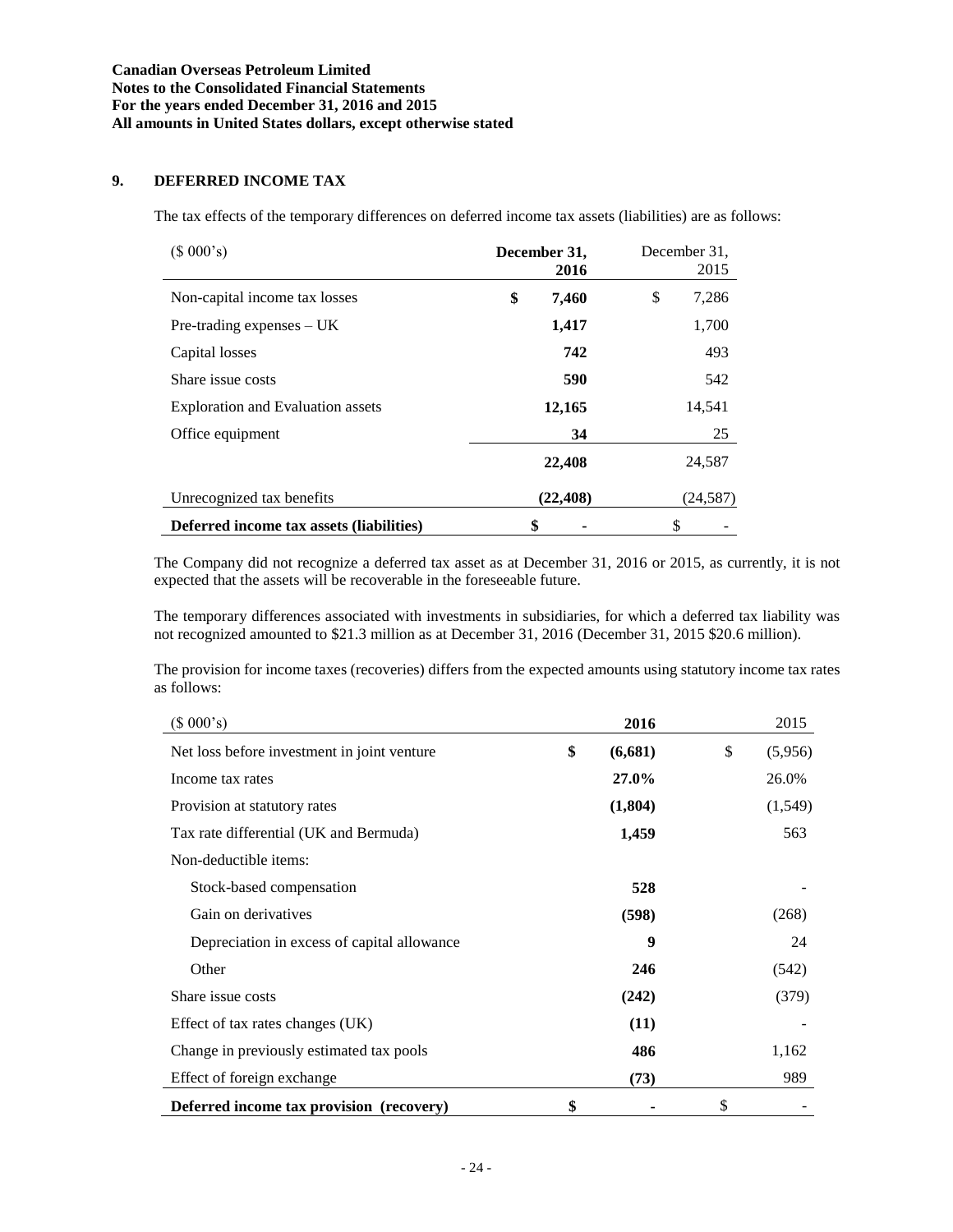**Canadian Overseas Petroleum Limited**
**Notes to the Consolidated Financial Statements**
**For the years ended December 31, 2016 and 2015**
**All amounts in United States dollars, except otherwise stated**

## 9. DEFERRED INCOME TAX

The tax effects of the temporary differences on deferred income tax assets (liabilities) are as follows:

| ($ 000's) | **December 31, 2016** | December 31, 2015 |
|---|---|---|
| Non-capital income tax losses | **$ 7,460** | $ 7,286 |
| Pre-trading expenses – UK | **1,417** | 1,700 |
| Capital losses | **742** | 493 |
| Share issue costs | **590** | 542 |
| Exploration and Evaluation assets | **12,165** | 14,541 |
| Office equipment | **34** | 25 |
| | **22,408** | 24,587 |
| Unrecognized tax benefits | **(22,408)** | (24,587) |
| **Deferred income tax assets (liabilities)** | **$ -** | $ - |

The Company did not recognize a deferred tax asset as at December 31, 2016 or 2015, as currently, it is not expected that the assets will be recoverable in the foreseeable future.

The temporary differences associated with investments in subsidiaries, for which a deferred tax liability was not recognized amounted to $21.3 million as at December 31, 2016 (December 31, 2015 $20.6 million).

The provision for income taxes (recoveries) differs from the expected amounts using statutory income tax rates as follows:

| ($ 000's) | **2016** | 2015 |
|---|---|---|
| Net loss before investment in joint venture | **$ (6,681)** | $ (5,956) |
| Income tax rates | **27.0%** | 26.0% |
| Provision at statutory rates | **(1,804)** | (1,549) |
| Tax rate differential (UK and Bermuda) | **1,459** | 563 |
| Non-deductible items: | | |
| Stock-based compensation | **528** | - |
| Gain on derivatives | **(598)** | (268) |
| Depreciation in excess of capital allowance | **9** | 24 |
| Other | **246** | (542) |
| Share issue costs | **(242)** | (379) |
| Effect of tax rates changes (UK) | **(11)** | - |
| Change in previously estimated tax pools | **486** | 1,162 |
| Effect of foreign exchange | **(73)** | 989 |
| **Deferred income tax provision (recovery)** | **$ -** | $ - |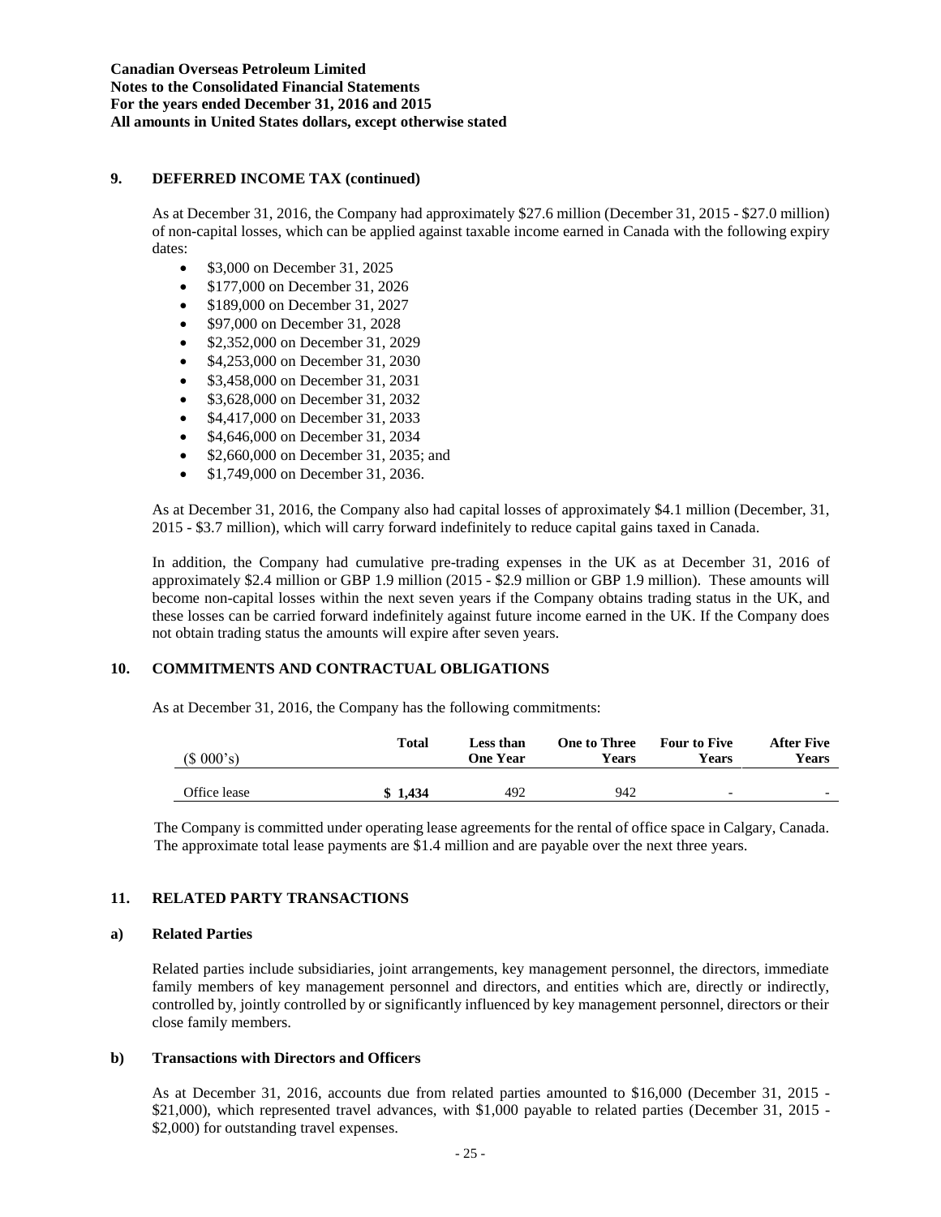## 9. DEFERRED INCOME TAX (continued)

As at December 31, 2016, the Company had approximately $27.6 million (December 31, 2015 - $27.0 million) of non-capital losses, which can be applied against taxable income earned in Canada with the following expiry dates:

- $3,000 on December 31, 2025
- $177,000 on December 31, 2026
- $189,000 on December 31, 2027
- $97,000 on December 31, 2028
- $2,352,000 on December 31, 2029
- $4,253,000 on December 31, 2030
- $3,458,000 on December 31, 2031
- $3,628,000 on December 31, 2032
- $4,417,000 on December 31, 2033
- $4,646,000 on December 31, 2034
- $2,660,000 on December 31, 2035; and
- $1,749,000 on December 31, 2036.

As at December 31, 2016, the Company also had capital losses of approximately $4.1 million (December, 31, 2015 - $3.7 million), which will carry forward indefinitely to reduce capital gains taxed in Canada.

In addition, the Company had cumulative pre-trading expenses in the UK as at December 31, 2016 of approximately $2.4 million or GBP 1.9 million (2015 - $2.9 million or GBP 1.9 million). These amounts will become non-capital losses within the next seven years if the Company obtains trading status in the UK, and these losses can be carried forward indefinitely against future income earned in the UK. If the Company does not obtain trading status the amounts will expire after seven years.

## 10. COMMITMENTS AND CONTRACTUAL OBLIGATIONS

As at December 31, 2016, the Company has the following commitments:

| ($ 000's) | Total | Less than One Year | One to Three Years | Four to Five Years | After Five Years |
|---|---|---|---|---|---|
| Office lease | **$ 1,434** | 492 | 942 | - | - |

The Company is committed under operating lease agreements for the rental of office space in Calgary, Canada. The approximate total lease payments are $1.4 million and are payable over the next three years.

## 11. RELATED PARTY TRANSACTIONS

### a) Related Parties

Related parties include subsidiaries, joint arrangements, key management personnel, the directors, immediate family members of key management personnel and directors, and entities which are, directly or indirectly, controlled by, jointly controlled by or significantly influenced by key management personnel, directors or their close family members.

### b) Transactions with Directors and Officers

As at December 31, 2016, accounts due from related parties amounted to $16,000 (December 31, 2015 - $21,000), which represented travel advances, with $1,000 payable to related parties (December 31, 2015 - $2,000) for outstanding travel expenses.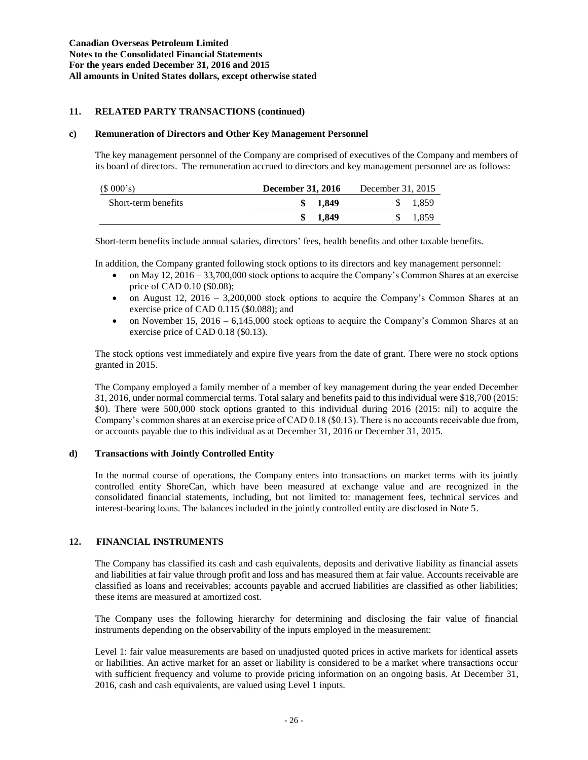## 11. RELATED PARTY TRANSACTIONS (continued)

### c) Remuneration of Directors and Other Key Management Personnel

The key management personnel of the Company are comprised of executives of the Company and members of its board of directors. The remuneration accrued to directors and key management personnel are as follows:

| ($ 000's) | **December 31, 2016** | December 31, 2015 |
|---|---|---|
| Short-term benefits | **$ 1,849** | $ 1,859 |
| | **$ 1,849** | $ 1,859 |

Short-term benefits include annual salaries, directors' fees, health benefits and other taxable benefits.

In addition, the Company granted following stock options to its directors and key management personnel:

- on May 12, 2016 – 33,700,000 stock options to acquire the Company's Common Shares at an exercise price of CAD 0.10 ($0.08);
- on August 12, 2016 – 3,200,000 stock options to acquire the Company's Common Shares at an exercise price of CAD 0.115 ($0.088); and
- on November 15, 2016 – 6,145,000 stock options to acquire the Company's Common Shares at an exercise price of CAD 0.18 ($0.13).

The stock options vest immediately and expire five years from the date of grant. There were no stock options granted in 2015.

The Company employed a family member of a member of key management during the year ended December 31, 2016, under normal commercial terms. Total salary and benefits paid to this individual were $18,700 (2015: $0). There were 500,000 stock options granted to this individual during 2016 (2015: nil) to acquire the Company's common shares at an exercise price of CAD 0.18 ($0.13). There is no accounts receivable due from, or accounts payable due to this individual as at December 31, 2016 or December 31, 2015.

### d) Transactions with Jointly Controlled Entity

In the normal course of operations, the Company enters into transactions on market terms with its jointly controlled entity ShoreCan, which have been measured at exchange value and are recognized in the consolidated financial statements, including, but not limited to: management fees, technical services and interest-bearing loans. The balances included in the jointly controlled entity are disclosed in Note 5.

## 12. FINANCIAL INSTRUMENTS

The Company has classified its cash and cash equivalents, deposits and derivative liability as financial assets and liabilities at fair value through profit and loss and has measured them at fair value. Accounts receivable are classified as loans and receivables; accounts payable and accrued liabilities are classified as other liabilities; these items are measured at amortized cost.

The Company uses the following hierarchy for determining and disclosing the fair value of financial instruments depending on the observability of the inputs employed in the measurement:

Level 1: fair value measurements are based on unadjusted quoted prices in active markets for identical assets or liabilities. An active market for an asset or liability is considered to be a market where transactions occur with sufficient frequency and volume to provide pricing information on an ongoing basis. At December 31, 2016, cash and cash equivalents, are valued using Level 1 inputs.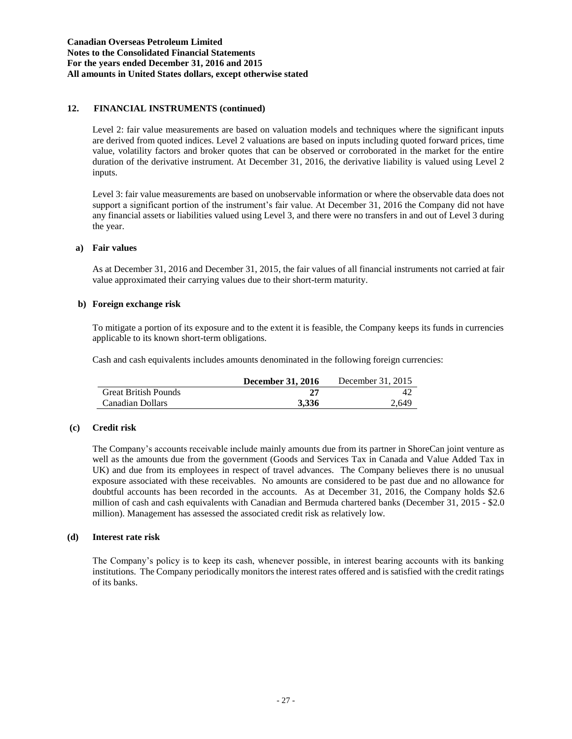## 12. FINANCIAL INSTRUMENTS (continued)

Level 2: fair value measurements are based on valuation models and techniques where the significant inputs are derived from quoted indices. Level 2 valuations are based on inputs including quoted forward prices, time value, volatility factors and broker quotes that can be observed or corroborated in the market for the entire duration of the derivative instrument. At December 31, 2016, the derivative liability is valued using Level 2 inputs.

Level 3: fair value measurements are based on unobservable information or where the observable data does not support a significant portion of the instrument's fair value. At December 31, 2016 the Company did not have any financial assets or liabilities valued using Level 3, and there were no transfers in and out of Level 3 during the year.

### a) Fair values

As at December 31, 2016 and December 31, 2015, the fair values of all financial instruments not carried at fair value approximated their carrying values due to their short-term maturity.

### b) Foreign exchange risk

To mitigate a portion of its exposure and to the extent it is feasible, the Company keeps its funds in currencies applicable to its known short-term obligations.

Cash and cash equivalents includes amounts denominated in the following foreign currencies:

| | **December 31, 2016** | December 31, 2015 |
|---|---|---|
| Great British Pounds | **27** | 42 |
| Canadian Dollars | **3,336** | 2,649 |

### (c) Credit risk

The Company's accounts receivable include mainly amounts due from its partner in ShoreCan joint venture as well as the amounts due from the government (Goods and Services Tax in Canada and Value Added Tax in UK) and due from its employees in respect of travel advances. The Company believes there is no unusual exposure associated with these receivables. No amounts are considered to be past due and no allowance for doubtful accounts has been recorded in the accounts. As at December 31, 2016, the Company holds $2.6 million of cash and cash equivalents with Canadian and Bermuda chartered banks (December 31, 2015 - $2.0 million). Management has assessed the associated credit risk as relatively low.

### (d) Interest rate risk

The Company's policy is to keep its cash, whenever possible, in interest bearing accounts with its banking institutions. The Company periodically monitors the interest rates offered and is satisfied with the credit ratings of its banks.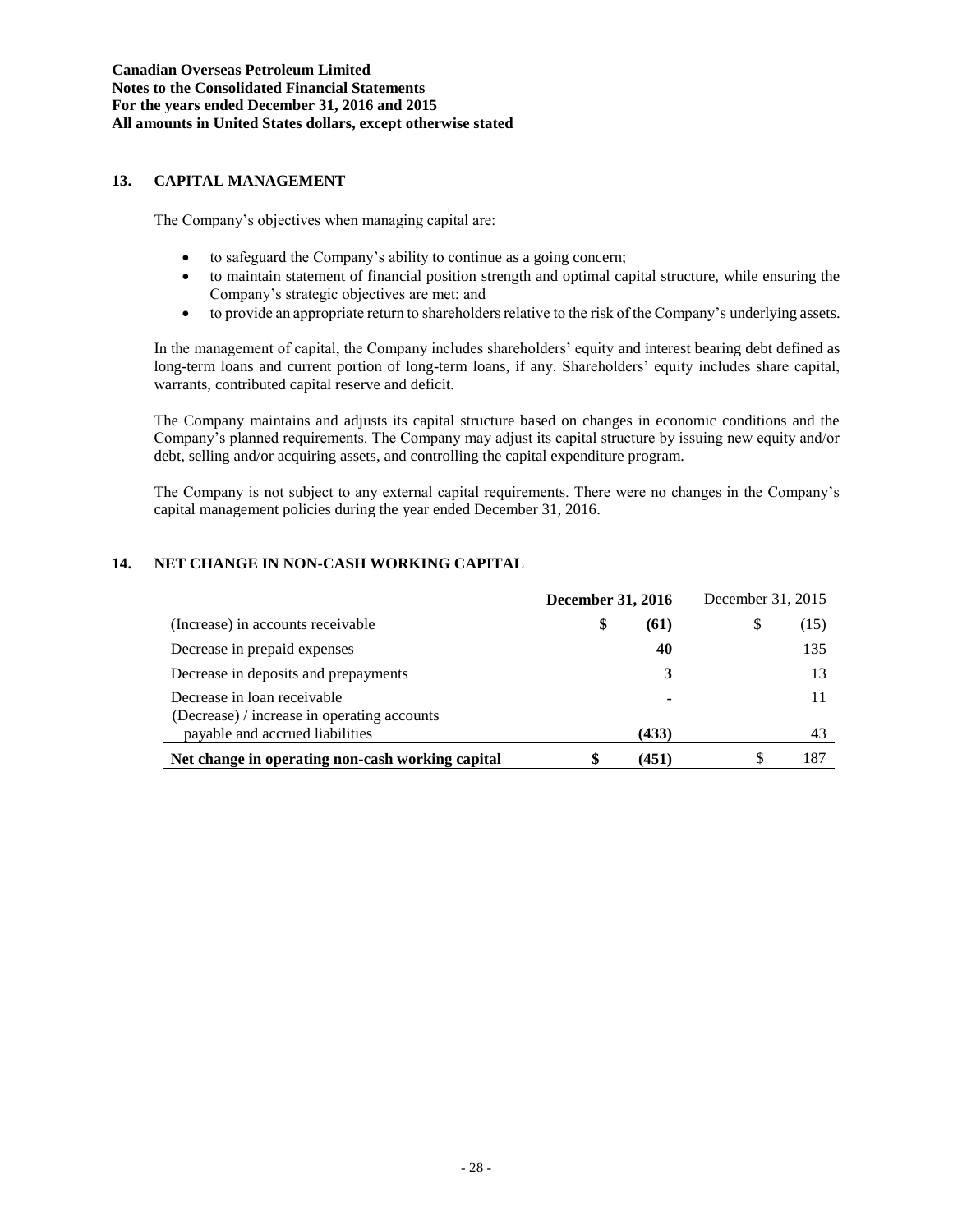## 13. CAPITAL MANAGEMENT

The Company's objectives when managing capital are:

- to safeguard the Company's ability to continue as a going concern;
- to maintain statement of financial position strength and optimal capital structure, while ensuring the Company's strategic objectives are met; and
- to provide an appropriate return to shareholders relative to the risk of the Company's underlying assets.

In the management of capital, the Company includes shareholders' equity and interest bearing debt defined as long-term loans and current portion of long-term loans, if any. Shareholders' equity includes share capital, warrants, contributed capital reserve and deficit.

The Company maintains and adjusts its capital structure based on changes in economic conditions and the Company's planned requirements. The Company may adjust its capital structure by issuing new equity and/or debt, selling and/or acquiring assets, and controlling the capital expenditure program.

The Company is not subject to any external capital requirements. There were no changes in the Company's capital management policies during the year ended December 31, 2016.

## 14. NET CHANGE IN NON-CASH WORKING CAPITAL

| | **December 31, 2016** | December 31, 2015 |
|---|---|---|
| (Increase) in accounts receivable | **$ (61)** | $ (15) |
| Decrease in prepaid expenses | **40** | 135 |
| Decrease in deposits and prepayments | **3** | 13 |
| Decrease in loan receivable | **-** | 11 |
| (Decrease) / increase in operating accounts payable and accrued liabilities | **(433)** | 43 |
| **Net change in operating non-cash working capital** | **$ (451)** | $ 187 |